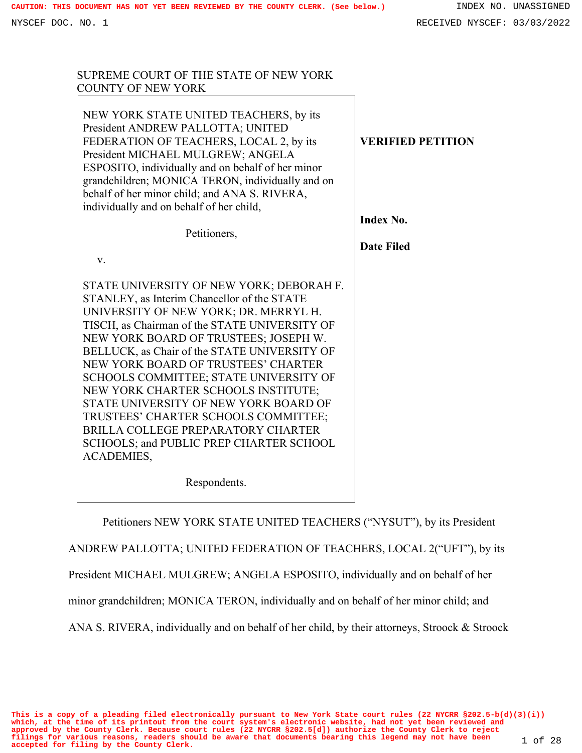SUPREME COURT OF THE STATE OF NEW YORK
COUNTY OF NEW YORK

NEW YORK STATE UNITED TEACHERS, by its President ANDREW PALLOTTA; UNITED FEDERATION OF TEACHERS, LOCAL 2, by its President MICHAEL MULGREW; ANGELA ESPOSITO, individually and on behalf of her minor grandchildren; MONICA TERON, individually and on behalf of her minor child; and ANA S. RIVERA, individually and on behalf of her child,

Petitioners,

v.

STATE UNIVERSITY OF NEW YORK; DEBORAH F. STANLEY, as Interim Chancellor of the STATE UNIVERSITY OF NEW YORK; DR. MERRYL H. TISCH, as Chairman of the STATE UNIVERSITY OF NEW YORK BOARD OF TRUSTEES; JOSEPH W. BELLUCK, as Chair of the STATE UNIVERSITY OF NEW YORK BOARD OF TRUSTEES' CHARTER SCHOOLS COMMITTEE; STATE UNIVERSITY OF NEW YORK CHARTER SCHOOLS INSTITUTE; STATE UNIVERSITY OF NEW YORK BOARD OF TRUSTEES' CHARTER SCHOOLS COMMITTEE; BRILLA COLLEGE PREPARATORY CHARTER SCHOOLS; and PUBLIC PREP CHARTER SCHOOL ACADEMIES,

Respondents.

**VERIFIED PETITION**

**Index No.**

**Date Filed**

Petitioners NEW YORK STATE UNITED TEACHERS ("NYSUT"), by its President ANDREW PALLOTTA; UNITED FEDERATION OF TEACHERS, LOCAL 2("UFT"), by its President MICHAEL MULGREW; ANGELA ESPOSITO, individually and on behalf of her minor grandchildren; MONICA TERON, individually and on behalf of her minor child; and ANA S. RIVERA, individually and on behalf of her child, by their attorneys, Stroock & Stroock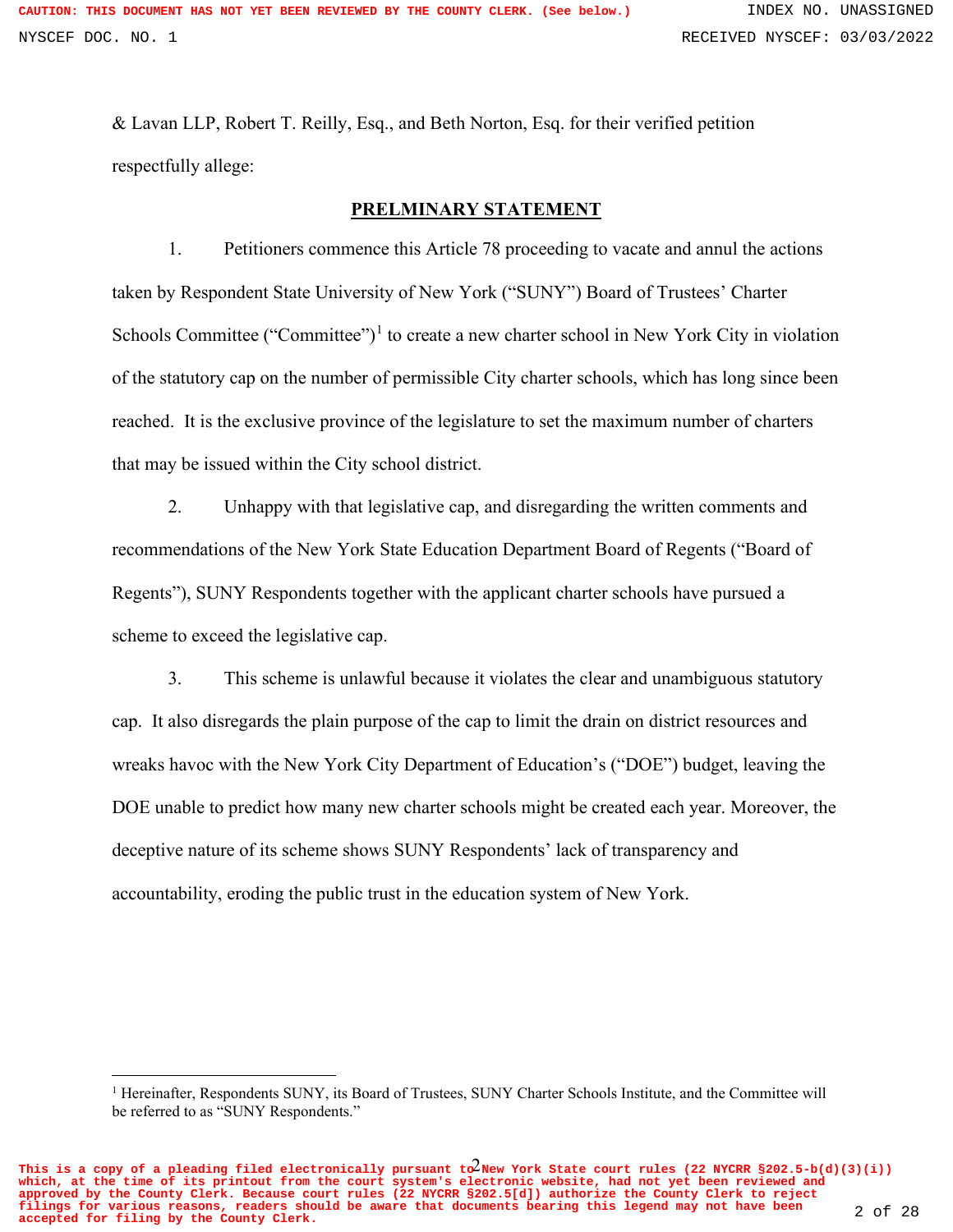& Lavan LLP, Robert T. Reilly, Esq., and Beth Norton, Esq. for their verified petition respectfully allege:

## PRELMINARY STATEMENT

1. Petitioners commence this Article 78 proceeding to vacate and annul the actions taken by Respondent State University of New York ("SUNY") Board of Trustees' Charter Schools Committee ("Committee")[1] to create a new charter school in New York City in violation of the statutory cap on the number of permissible City charter schools, which has long since been reached. It is the exclusive province of the legislature to set the maximum number of charters that may be issued within the City school district.

2. Unhappy with that legislative cap, and disregarding the written comments and recommendations of the New York State Education Department Board of Regents ("Board of Regents"), SUNY Respondents together with the applicant charter schools have pursued a scheme to exceed the legislative cap.

3. This scheme is unlawful because it violates the clear and unambiguous statutory cap. It also disregards the plain purpose of the cap to limit the drain on district resources and wreaks havoc with the New York City Department of Education's ("DOE") budget, leaving the DOE unable to predict how many new charter schools might be created each year. Moreover, the deceptive nature of its scheme shows SUNY Respondents' lack of transparency and accountability, eroding the public trust in the education system of New York.

---

[1] Hereinafter, Respondents SUNY, its Board of Trustees, SUNY Charter Schools Institute, and the Committee will be referred to as "SUNY Respondents."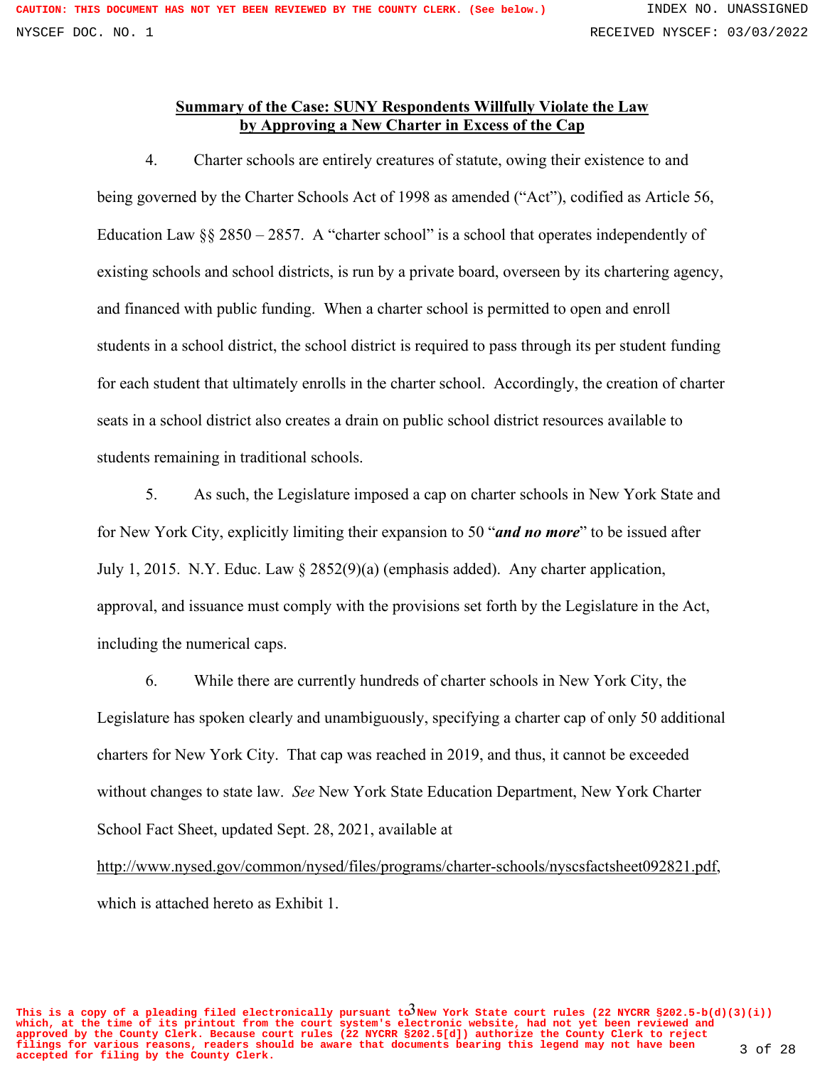## Summary of the Case: SUNY Respondents Willfully Violate the Law by Approving a New Charter in Excess of the Cap

4. Charter schools are entirely creatures of statute, owing their existence to and being governed by the Charter Schools Act of 1998 as amended ("Act"), codified as Article 56, Education Law §§ 2850 – 2857. A "charter school" is a school that operates independently of existing schools and school districts, is run by a private board, overseen by its chartering agency, and financed with public funding. When a charter school is permitted to open and enroll students in a school district, the school district is required to pass through its per student funding for each student that ultimately enrolls in the charter school. Accordingly, the creation of charter seats in a school district also creates a drain on public school district resources available to students remaining in traditional schools.

5. As such, the Legislature imposed a cap on charter schools in New York State and for New York City, explicitly limiting their expansion to 50 "***and no more***" to be issued after July 1, 2015. N.Y. Educ. Law § 2852(9)(a) (emphasis added). Any charter application, approval, and issuance must comply with the provisions set forth by the Legislature in the Act, including the numerical caps.

6. While there are currently hundreds of charter schools in New York City, the Legislature has spoken clearly and unambiguously, specifying a charter cap of only 50 additional charters for New York City. That cap was reached in 2019, and thus, it cannot be exceeded without changes to state law. *See* New York State Education Department, New York Charter School Fact Sheet, updated Sept. 28, 2021, available at http://www.nysed.gov/common/nysed/files/programs/charter-schools/nyscsfactsheet092821.pdf, which is attached hereto as Exhibit 1.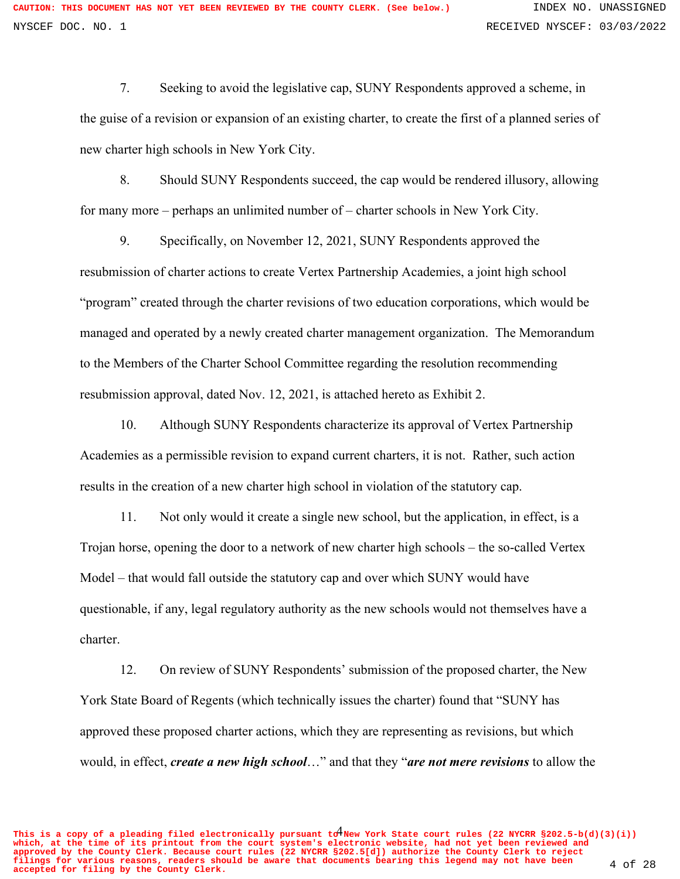7. Seeking to avoid the legislative cap, SUNY Respondents approved a scheme, in the guise of a revision or expansion of an existing charter, to create the first of a planned series of new charter high schools in New York City.

8. Should SUNY Respondents succeed, the cap would be rendered illusory, allowing for many more – perhaps an unlimited number of – charter schools in New York City.

9. Specifically, on November 12, 2021, SUNY Respondents approved the resubmission of charter actions to create Vertex Partnership Academies, a joint high school "program" created through the charter revisions of two education corporations, which would be managed and operated by a newly created charter management organization. The Memorandum to the Members of the Charter School Committee regarding the resolution recommending resubmission approval, dated Nov. 12, 2021, is attached hereto as Exhibit 2.

10. Although SUNY Respondents characterize its approval of Vertex Partnership Academies as a permissible revision to expand current charters, it is not. Rather, such action results in the creation of a new charter high school in violation of the statutory cap.

11. Not only would it create a single new school, but the application, in effect, is a Trojan horse, opening the door to a network of new charter high schools – the so-called Vertex Model – that would fall outside the statutory cap and over which SUNY would have questionable, if any, legal regulatory authority as the new schools would not themselves have a charter.

12. On review of SUNY Respondents' submission of the proposed charter, the New York State Board of Regents (which technically issues the charter) found that "SUNY has approved these proposed charter actions, which they are representing as revisions, but which would, in effect, ***create a new high school***…" and that they "***are not mere revisions*** to allow the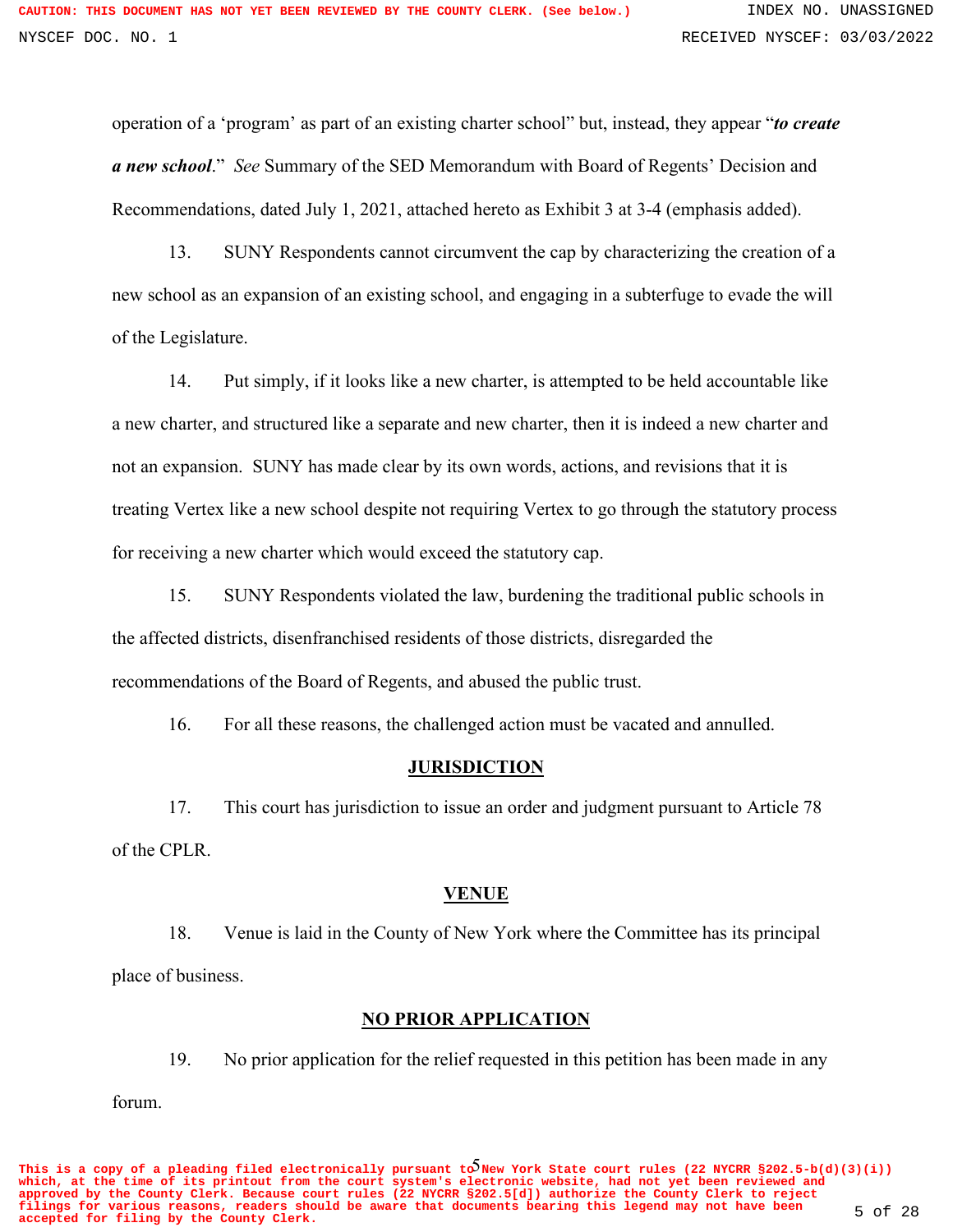operation of a 'program' as part of an existing charter school" but, instead, they appear "***to create a new school***." *See* Summary of the SED Memorandum with Board of Regents' Decision and Recommendations, dated July 1, 2021, attached hereto as Exhibit 3 at 3-4 (emphasis added).

13. SUNY Respondents cannot circumvent the cap by characterizing the creation of a new school as an expansion of an existing school, and engaging in a subterfuge to evade the will of the Legislature.

14. Put simply, if it looks like a new charter, is attempted to be held accountable like a new charter, and structured like a separate and new charter, then it is indeed a new charter and not an expansion. SUNY has made clear by its own words, actions, and revisions that it is treating Vertex like a new school despite not requiring Vertex to go through the statutory process for receiving a new charter which would exceed the statutory cap.

15. SUNY Respondents violated the law, burdening the traditional public schools in the affected districts, disenfranchised residents of those districts, disregarded the recommendations of the Board of Regents, and abused the public trust.

16. For all these reasons, the challenged action must be vacated and annulled.

## JURISDICTION

17. This court has jurisdiction to issue an order and judgment pursuant to Article 78 of the CPLR.

## VENUE

18. Venue is laid in the County of New York where the Committee has its principal place of business.

## NO PRIOR APPLICATION

19. No prior application for the relief requested in this petition has been made in any forum.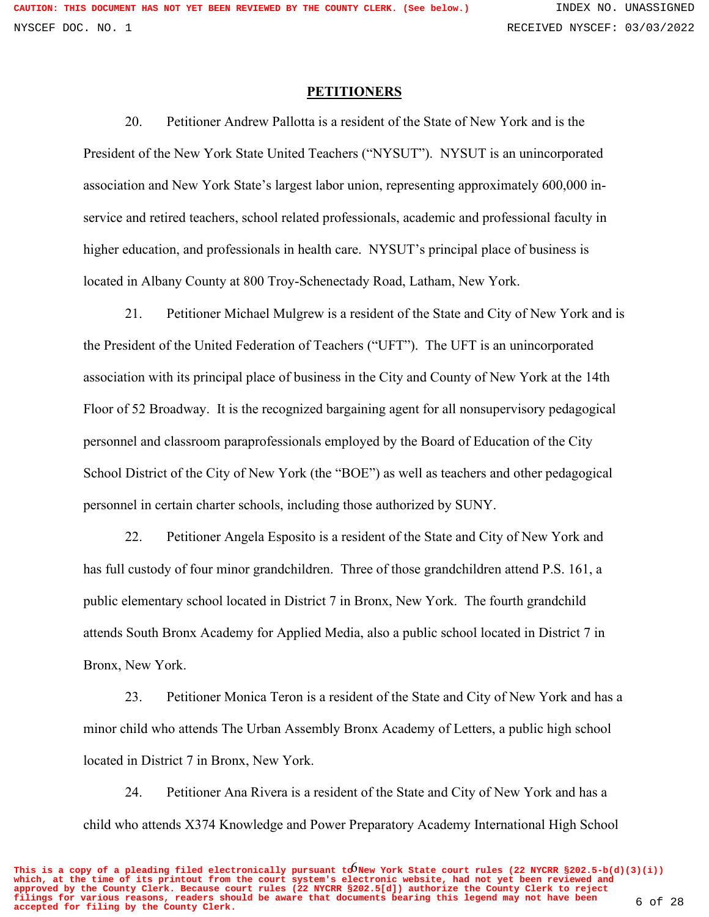## PETITIONERS

20. Petitioner Andrew Pallotta is a resident of the State of New York and is the President of the New York State United Teachers ("NYSUT"). NYSUT is an unincorporated association and New York State's largest labor union, representing approximately 600,000 in-service and retired teachers, school related professionals, academic and professional faculty in higher education, and professionals in health care. NYSUT's principal place of business is located in Albany County at 800 Troy-Schenectady Road, Latham, New York.

21. Petitioner Michael Mulgrew is a resident of the State and City of New York and is the President of the United Federation of Teachers ("UFT"). The UFT is an unincorporated association with its principal place of business in the City and County of New York at the 14th Floor of 52 Broadway. It is the recognized bargaining agent for all nonsupervisory pedagogical personnel and classroom paraprofessionals employed by the Board of Education of the City School District of the City of New York (the "BOE") as well as teachers and other pedagogical personnel in certain charter schools, including those authorized by SUNY.

22. Petitioner Angela Esposito is a resident of the State and City of New York and has full custody of four minor grandchildren. Three of those grandchildren attend P.S. 161, a public elementary school located in District 7 in Bronx, New York. The fourth grandchild attends South Bronx Academy for Applied Media, also a public school located in District 7 in Bronx, New York.

23. Petitioner Monica Teron is a resident of the State and City of New York and has a minor child who attends The Urban Assembly Bronx Academy of Letters, a public high school located in District 7 in Bronx, New York.

24. Petitioner Ana Rivera is a resident of the State and City of New York and has a child who attends X374 Knowledge and Power Preparatory Academy International High School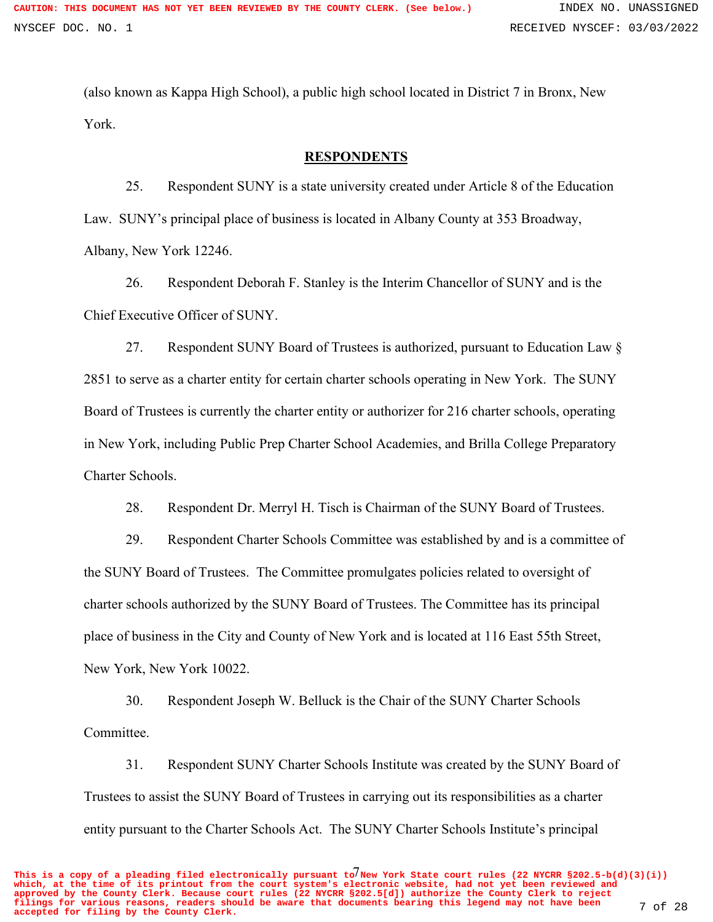(also known as Kappa High School), a public high school located in District 7 in Bronx, New York.

**RESPONDENTS**

25. Respondent SUNY is a state university created under Article 8 of the Education Law. SUNY's principal place of business is located in Albany County at 353 Broadway, Albany, New York 12246.

26. Respondent Deborah F. Stanley is the Interim Chancellor of SUNY and is the Chief Executive Officer of SUNY.

27. Respondent SUNY Board of Trustees is authorized, pursuant to Education Law § 2851 to serve as a charter entity for certain charter schools operating in New York. The SUNY Board of Trustees is currently the charter entity or authorizer for 216 charter schools, operating in New York, including Public Prep Charter School Academies, and Brilla College Preparatory Charter Schools.

28. Respondent Dr. Merryl H. Tisch is Chairman of the SUNY Board of Trustees.

29. Respondent Charter Schools Committee was established by and is a committee of the SUNY Board of Trustees. The Committee promulgates policies related to oversight of charter schools authorized by the SUNY Board of Trustees. The Committee has its principal place of business in the City and County of New York and is located at 116 East 55th Street, New York, New York 10022.

30. Respondent Joseph W. Belluck is the Chair of the SUNY Charter Schools Committee.

31. Respondent SUNY Charter Schools Institute was created by the SUNY Board of Trustees to assist the SUNY Board of Trustees in carrying out its responsibilities as a charter entity pursuant to the Charter Schools Act. The SUNY Charter Schools Institute's principal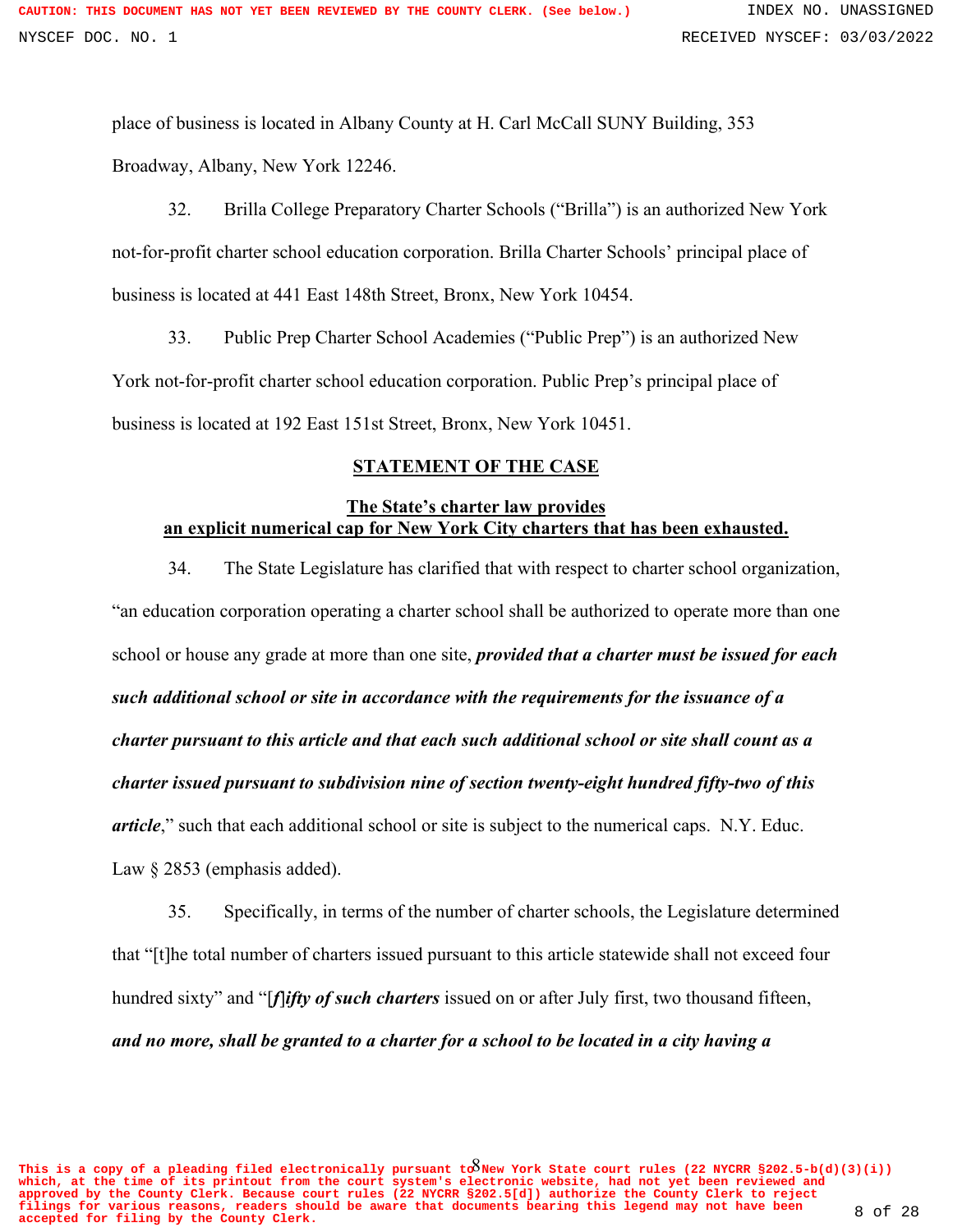place of business is located in Albany County at H. Carl McCall SUNY Building, 353 Broadway, Albany, New York 12246.

32. Brilla College Preparatory Charter Schools ("Brilla") is an authorized New York not-for-profit charter school education corporation. Brilla Charter Schools' principal place of business is located at 441 East 148th Street, Bronx, New York 10454.

33. Public Prep Charter School Academies ("Public Prep") is an authorized New York not-for-profit charter school education corporation. Public Prep's principal place of business is located at 192 East 151st Street, Bronx, New York 10451.

## STATEMENT OF THE CASE

### The State's charter law provides an explicit numerical cap for New York City charters that has been exhausted.

34. The State Legislature has clarified that with respect to charter school organization, "an education corporation operating a charter school shall be authorized to operate more than one school or house any grade at more than one site, ***provided that a charter must be issued for each such additional school or site in accordance with the requirements for the issuance of a charter pursuant to this article and that each such additional school or site shall count as a charter issued pursuant to subdivision nine of section twenty-eight hundred fifty-two of this article***," such that each additional school or site is subject to the numerical caps. N.Y. Educ. Law § 2853 (emphasis added).

35. Specifically, in terms of the number of charter schools, the Legislature determined that "[t]he total number of charters issued pursuant to this article statewide shall not exceed four hundred sixty" and "***[f]ifty of such charters*** issued on or after July first, two thousand fifteen, ***and no more, shall be granted to a charter for a school to be located in a city having a***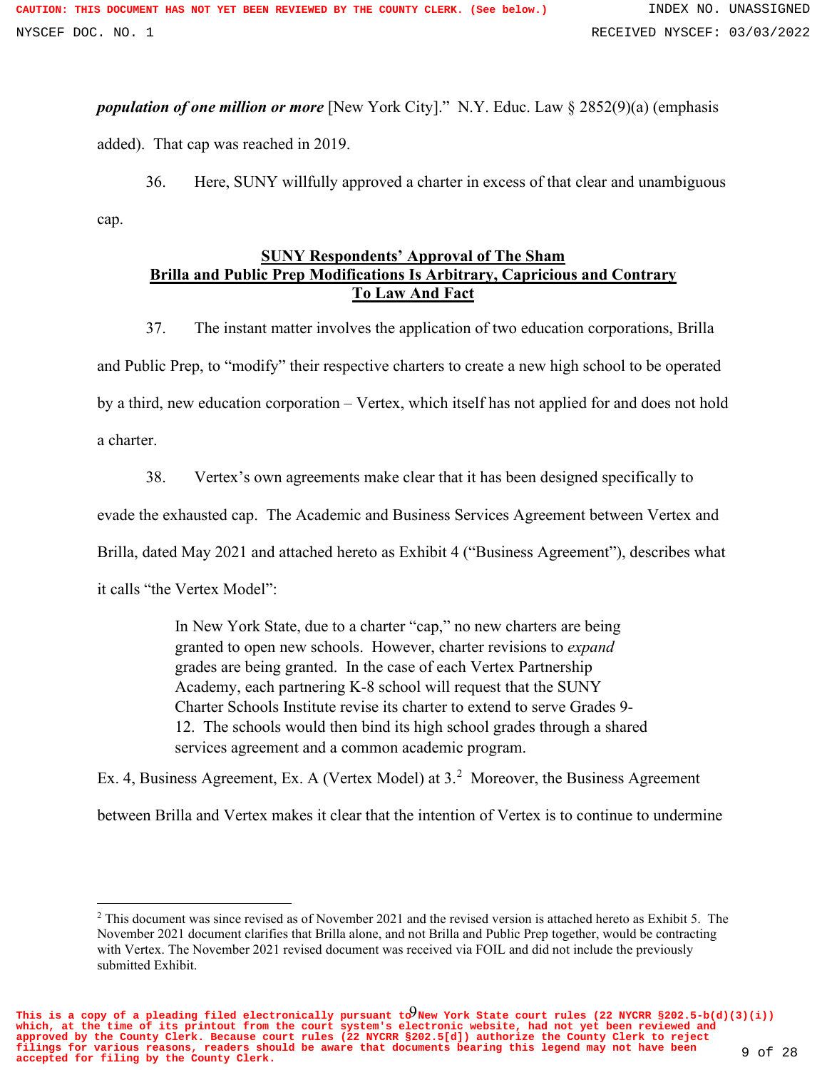***population of one million or more*** [New York City]." N.Y. Educ. Law § 2852(9)(a) (emphasis added). That cap was reached in 2019.

36. Here, SUNY willfully approved a charter in excess of that clear and unambiguous cap.

**<u>SUNY Respondents' Approval of The Sham Brilla and Public Prep Modifications Is Arbitrary, Capricious and Contrary To Law And Fact</u>**

37. The instant matter involves the application of two education corporations, Brilla and Public Prep, to "modify" their respective charters to create a new high school to be operated by a third, new education corporation – Vertex, which itself has not applied for and does not hold a charter.

38. Vertex's own agreements make clear that it has been designed specifically to evade the exhausted cap. The Academic and Business Services Agreement between Vertex and Brilla, dated May 2021 and attached hereto as Exhibit 4 ("Business Agreement"), describes what it calls "the Vertex Model":

> In New York State, due to a charter "cap," no new charters are being granted to open new schools. However, charter revisions to *expand* grades are being granted. In the case of each Vertex Partnership Academy, each partnering K-8 school will request that the SUNY Charter Schools Institute revise its charter to extend to serve Grades 9-12. The schools would then bind its high school grades through a shared services agreement and a common academic program.

Ex. 4, Business Agreement, Ex. A (Vertex Model) at 3.[2] Moreover, the Business Agreement between Brilla and Vertex makes it clear that the intention of Vertex is to continue to undermine

---

[2] This document was since revised as of November 2021 and the revised version is attached hereto as Exhibit 5. The November 2021 document clarifies that Brilla alone, and not Brilla and Public Prep together, would be contracting with Vertex. The November 2021 revised document was received via FOIL and did not include the previously submitted Exhibit.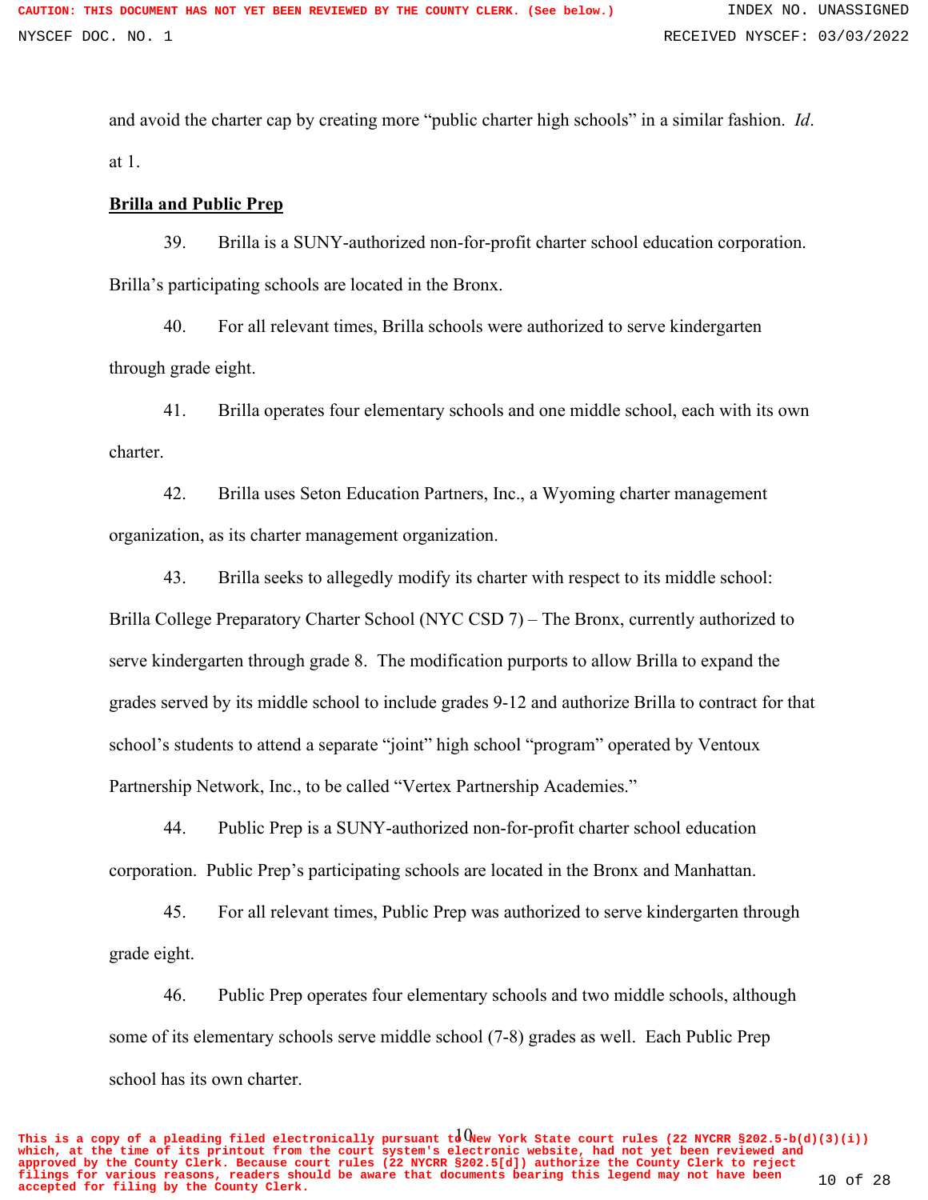and avoid the charter cap by creating more "public charter high schools" in a similar fashion. *Id*. at 1.

**<u>Brilla and Public Prep</u>**

39. Brilla is a SUNY-authorized non-for-profit charter school education corporation. Brilla's participating schools are located in the Bronx.

40. For all relevant times, Brilla schools were authorized to serve kindergarten through grade eight.

41. Brilla operates four elementary schools and one middle school, each with its own charter.

42. Brilla uses Seton Education Partners, Inc., a Wyoming charter management organization, as its charter management organization.

43. Brilla seeks to allegedly modify its charter with respect to its middle school: Brilla College Preparatory Charter School (NYC CSD 7) – The Bronx, currently authorized to serve kindergarten through grade 8. The modification purports to allow Brilla to expand the grades served by its middle school to include grades 9-12 and authorize Brilla to contract for that school's students to attend a separate "joint" high school "program" operated by Ventoux Partnership Network, Inc., to be called "Vertex Partnership Academies."

44. Public Prep is a SUNY-authorized non-for-profit charter school education corporation. Public Prep's participating schools are located in the Bronx and Manhattan.

45. For all relevant times, Public Prep was authorized to serve kindergarten through grade eight.

46. Public Prep operates four elementary schools and two middle schools, although some of its elementary schools serve middle school (7-8) grades as well. Each Public Prep school has its own charter.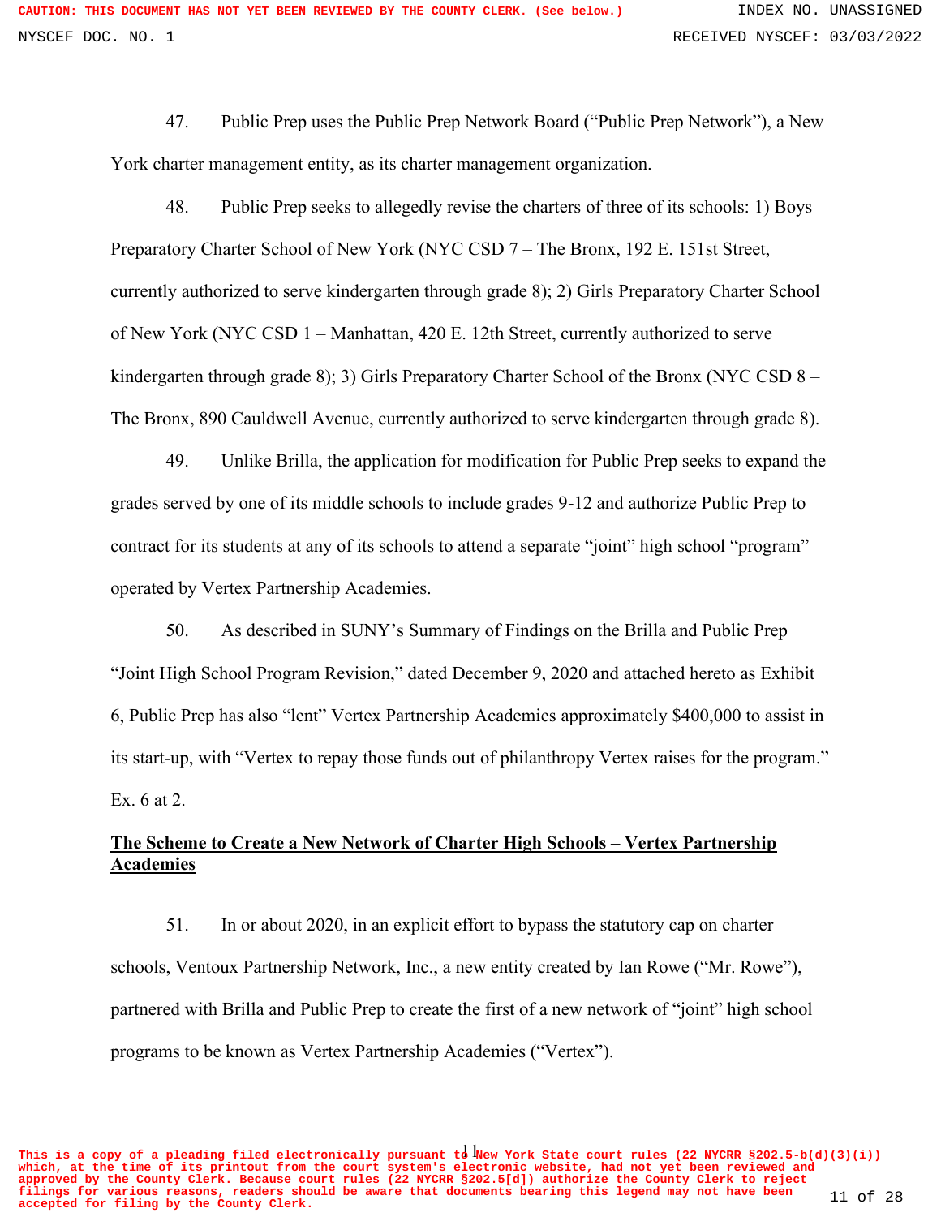47. Public Prep uses the Public Prep Network Board ("Public Prep Network"), a New York charter management entity, as its charter management organization.

48. Public Prep seeks to allegedly revise the charters of three of its schools: 1) Boys Preparatory Charter School of New York (NYC CSD 7 – The Bronx, 192 E. 151st Street, currently authorized to serve kindergarten through grade 8); 2) Girls Preparatory Charter School of New York (NYC CSD 1 – Manhattan, 420 E. 12th Street, currently authorized to serve kindergarten through grade 8); 3) Girls Preparatory Charter School of the Bronx (NYC CSD 8 – The Bronx, 890 Cauldwell Avenue, currently authorized to serve kindergarten through grade 8).

49. Unlike Brilla, the application for modification for Public Prep seeks to expand the grades served by one of its middle schools to include grades 9-12 and authorize Public Prep to contract for its students at any of its schools to attend a separate "joint" high school "program" operated by Vertex Partnership Academies.

50. As described in SUNY's Summary of Findings on the Brilla and Public Prep "Joint High School Program Revision," dated December 9, 2020 and attached hereto as Exhibit 6, Public Prep has also "lent" Vertex Partnership Academies approximately $400,000 to assist in its start-up, with "Vertex to repay those funds out of philanthropy Vertex raises for the program." Ex. 6 at 2.

<u>**The Scheme to Create a New Network of Charter High Schools – Vertex Partnership Academies**</u>

51. In or about 2020, in an explicit effort to bypass the statutory cap on charter schools, Ventoux Partnership Network, Inc., a new entity created by Ian Rowe ("Mr. Rowe"), partnered with Brilla and Public Prep to create the first of a new network of "joint" high school programs to be known as Vertex Partnership Academies ("Vertex").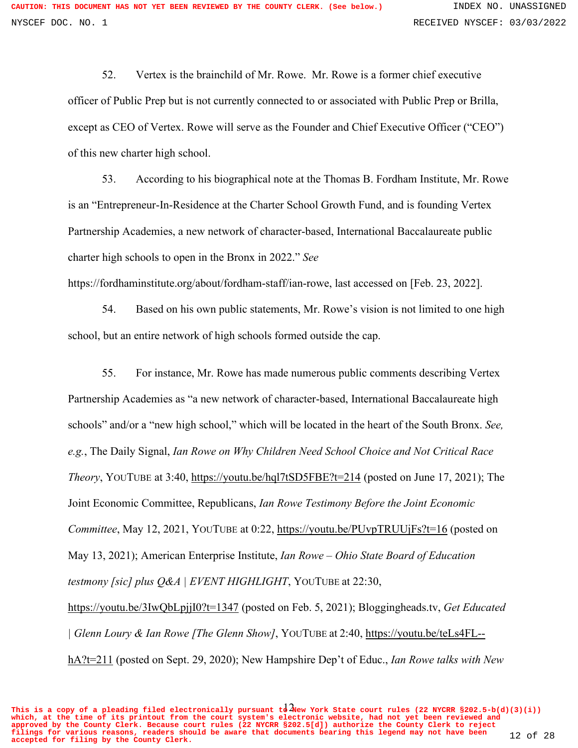52. Vertex is the brainchild of Mr. Rowe. Mr. Rowe is a former chief executive officer of Public Prep but is not currently connected to or associated with Public Prep or Brilla, except as CEO of Vertex. Rowe will serve as the Founder and Chief Executive Officer ("CEO") of this new charter high school.

53. According to his biographical note at the Thomas B. Fordham Institute, Mr. Rowe is an "Entrepreneur-In-Residence at the Charter School Growth Fund, and is founding Vertex Partnership Academies, a new network of character-based, International Baccalaureate public charter high schools to open in the Bronx in 2022." *See* https://fordhaminstitute.org/about/fordham-staff/ian-rowe, last accessed on [Feb. 23, 2022].

54. Based on his own public statements, Mr. Rowe's vision is not limited to one high school, but an entire network of high schools formed outside the cap.

55. For instance, Mr. Rowe has made numerous public comments describing Vertex Partnership Academies as "a new network of character-based, International Baccalaureate high schools" and/or a "new high school," which will be located in the heart of the South Bronx. *See, e.g.*, The Daily Signal, *Ian Rowe on Why Children Need School Choice and Not Critical Race Theory*, YOUTUBE at 3:40, https://youtu.be/hql7tSD5FBE?t=214 (posted on June 17, 2021); The Joint Economic Committee, Republicans, *Ian Rowe Testimony Before the Joint Economic Committee*, May 12, 2021, YOUTUBE at 0:22, https://youtu.be/PUvpTRUUjFs?t=16 (posted on May 13, 2021); American Enterprise Institute, *Ian Rowe – Ohio State Board of Education testmony [sic] plus Q&A | EVENT HIGHLIGHT*, YOUTUBE at 22:30, https://youtu.be/3IwQbLpjjI0?t=1347 (posted on Feb. 5, 2021); Bloggingheads.tv, *Get Educated | Glenn Loury & Ian Rowe [The Glenn Show]*, YOUTUBE at 2:40, https://youtu.be/teLs4FL--hA?t=211 (posted on Sept. 29, 2020); New Hampshire Dep't of Educ., *Ian Rowe talks with New*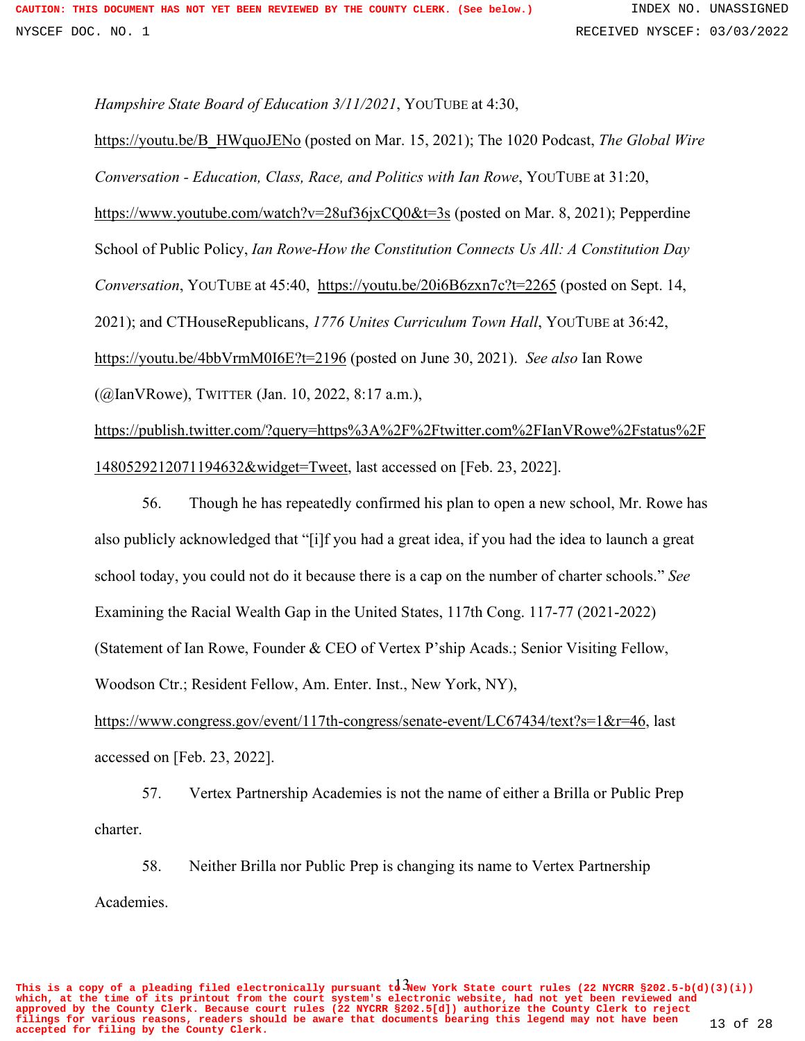*Hampshire State Board of Education 3/11/2021*, YOUTUBE at 4:30, https://youtu.be/B_HWquoJENo (posted on Mar. 15, 2021); The 1020 Podcast, *The Global Wire Conversation - Education, Class, Race, and Politics with Ian Rowe*, YOUTUBE at 31:20, https://www.youtube.com/watch?v=28uf36jxCQ0&t=3s (posted on Mar. 8, 2021); Pepperdine School of Public Policy, *Ian Rowe-How the Constitution Connects Us All: A Constitution Day Conversation*, YOUTUBE at 45:40, https://youtu.be/20i6B6zxn7c?t=2265 (posted on Sept. 14, 2021); and CTHouseRepublicans, *1776 Unites Curriculum Town Hall*, YOUTUBE at 36:42, https://youtu.be/4bbVrmM0I6E?t=2196 (posted on June 30, 2021). *See also* Ian Rowe (@IanVRowe), TWITTER (Jan. 10, 2022, 8:17 a.m.), https://publish.twitter.com/?query=https%3A%2F%2Ftwitter.com%2FIanVRowe%2Fstatus%2F1480529212071194632&widget=Tweet, last accessed on [Feb. 23, 2022].

56. Though he has repeatedly confirmed his plan to open a new school, Mr. Rowe has also publicly acknowledged that "[i]f you had a great idea, if you had the idea to launch a great school today, you could not do it because there is a cap on the number of charter schools." *See* Examining the Racial Wealth Gap in the United States, 117th Cong. 117-77 (2021-2022) (Statement of Ian Rowe, Founder & CEO of Vertex P'ship Acads.; Senior Visiting Fellow, Woodson Ctr.; Resident Fellow, Am. Enter. Inst., New York, NY), https://www.congress.gov/event/117th-congress/senate-event/LC67434/text?s=1&r=46, last accessed on [Feb. 23, 2022].

57. Vertex Partnership Academies is not the name of either a Brilla or Public Prep charter.

58. Neither Brilla nor Public Prep is changing its name to Vertex Partnership Academies.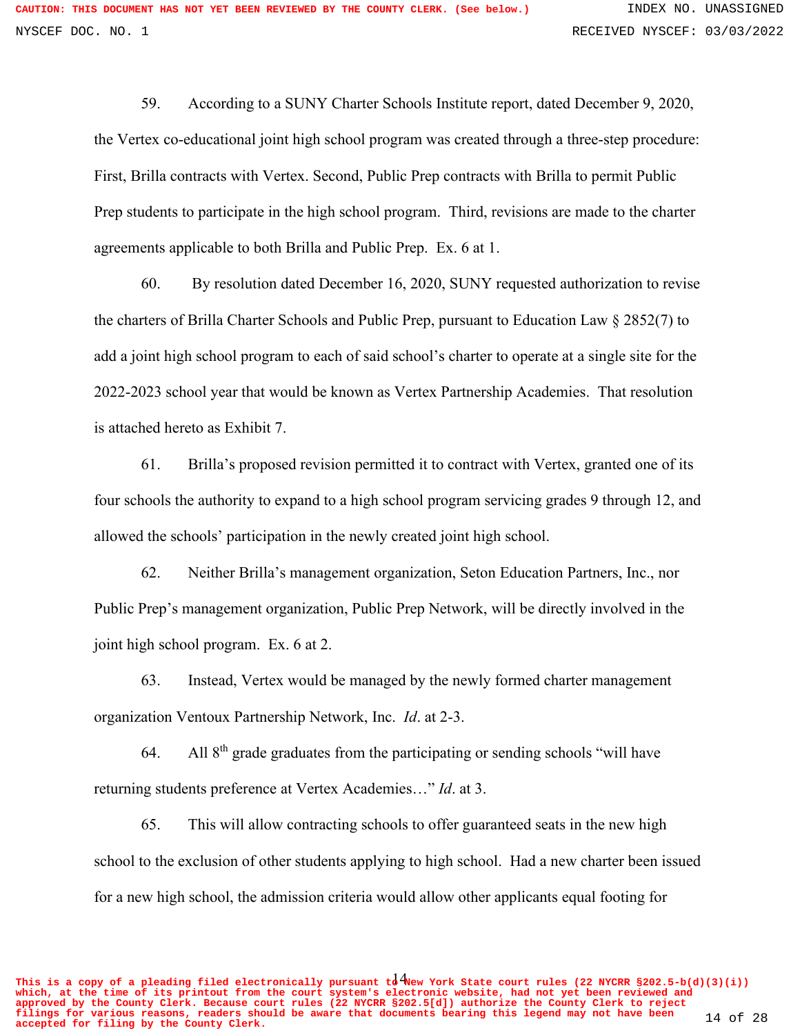59. According to a SUNY Charter Schools Institute report, dated December 9, 2020, the Vertex co-educational joint high school program was created through a three-step procedure: First, Brilla contracts with Vertex. Second, Public Prep contracts with Brilla to permit Public Prep students to participate in the high school program. Third, revisions are made to the charter agreements applicable to both Brilla and Public Prep. Ex. 6 at 1.

60. By resolution dated December 16, 2020, SUNY requested authorization to revise the charters of Brilla Charter Schools and Public Prep, pursuant to Education Law § 2852(7) to add a joint high school program to each of said school's charter to operate at a single site for the 2022-2023 school year that would be known as Vertex Partnership Academies. That resolution is attached hereto as Exhibit 7.

61. Brilla's proposed revision permitted it to contract with Vertex, granted one of its four schools the authority to expand to a high school program servicing grades 9 through 12, and allowed the schools' participation in the newly created joint high school.

62. Neither Brilla's management organization, Seton Education Partners, Inc., nor Public Prep's management organization, Public Prep Network, will be directly involved in the joint high school program. Ex. 6 at 2.

63. Instead, Vertex would be managed by the newly formed charter management organization Ventoux Partnership Network, Inc. *Id*. at 2-3.

64. All 8th grade graduates from the participating or sending schools "will have returning students preference at Vertex Academies…" *Id*. at 3.

65. This will allow contracting schools to offer guaranteed seats in the new high school to the exclusion of other students applying to high school. Had a new charter been issued for a new high school, the admission criteria would allow other applicants equal footing for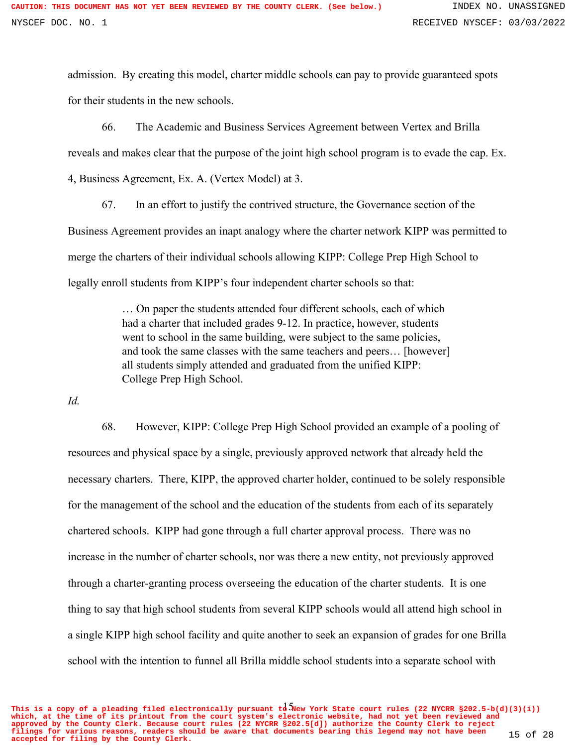admission. By creating this model, charter middle schools can pay to provide guaranteed spots for their students in the new schools.

66. The Academic and Business Services Agreement between Vertex and Brilla reveals and makes clear that the purpose of the joint high school program is to evade the cap. Ex. 4, Business Agreement, Ex. A. (Vertex Model) at 3.

67. In an effort to justify the contrived structure, the Governance section of the Business Agreement provides an inapt analogy where the charter network KIPP was permitted to merge the charters of their individual schools allowing KIPP: College Prep High School to legally enroll students from KIPP's four independent charter schools so that:

> … On paper the students attended four different schools, each of which had a charter that included grades 9-12. In practice, however, students went to school in the same building, were subject to the same policies, and took the same classes with the same teachers and peers… [however] all students simply attended and graduated from the unified KIPP: College Prep High School.

*Id.*

68. However, KIPP: College Prep High School provided an example of a pooling of resources and physical space by a single, previously approved network that already held the necessary charters. There, KIPP, the approved charter holder, continued to be solely responsible for the management of the school and the education of the students from each of its separately chartered schools. KIPP had gone through a full charter approval process. There was no increase in the number of charter schools, nor was there a new entity, not previously approved through a charter-granting process overseeing the education of the charter students. It is one thing to say that high school students from several KIPP schools would all attend high school in a single KIPP high school facility and quite another to seek an expansion of grades for one Brilla school with the intention to funnel all Brilla middle school students into a separate school with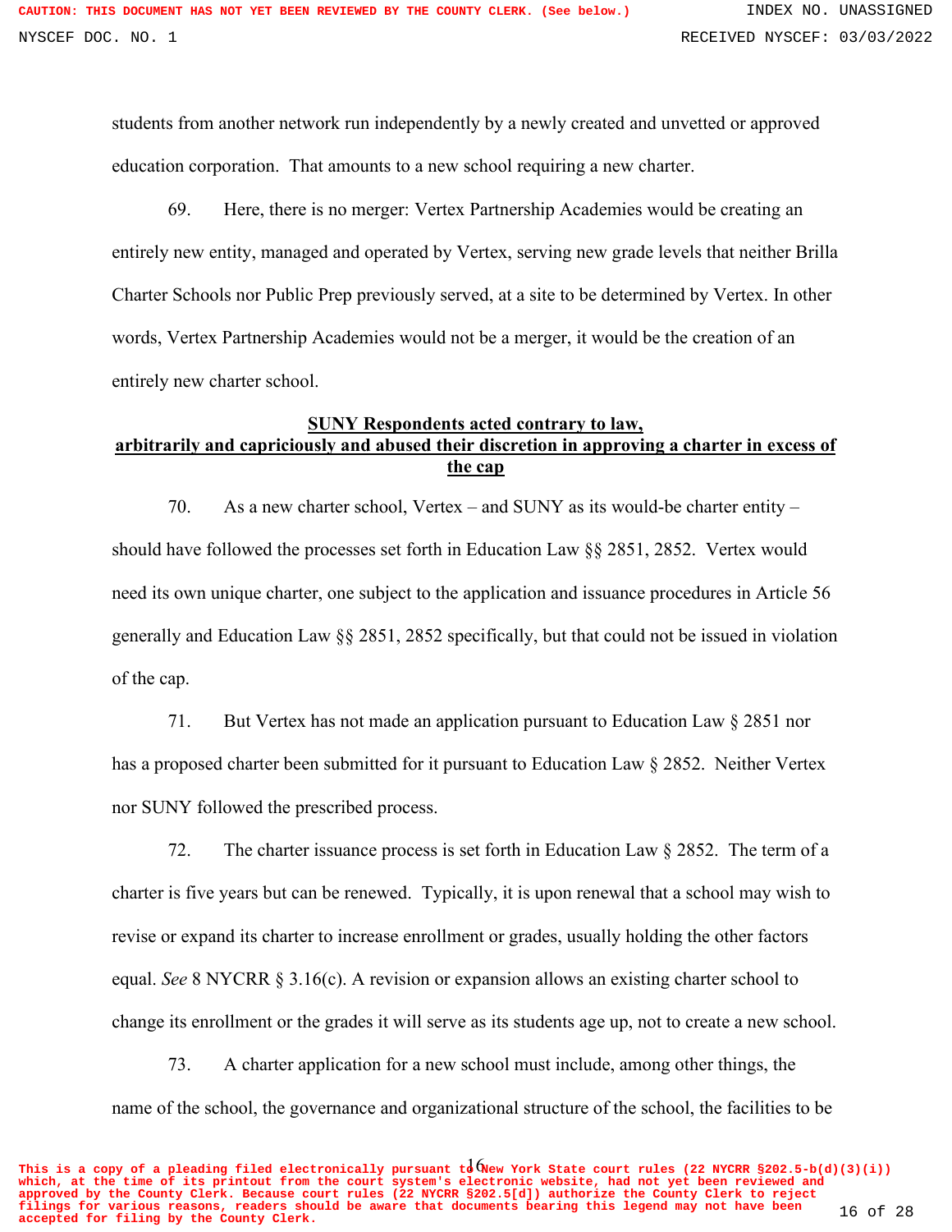students from another network run independently by a newly created and unvetted or approved education corporation. That amounts to a new school requiring a new charter.

69. Here, there is no merger: Vertex Partnership Academies would be creating an entirely new entity, managed and operated by Vertex, serving new grade levels that neither Brilla Charter Schools nor Public Prep previously served, at a site to be determined by Vertex. In other words, Vertex Partnership Academies would not be a merger, it would be the creation of an entirely new charter school.

**SUNY Respondents acted contrary to law, arbitrarily and capriciously and abused their discretion in approving a charter in excess of the cap**

70. As a new charter school, Vertex – and SUNY as its would-be charter entity – should have followed the processes set forth in Education Law §§ 2851, 2852. Vertex would need its own unique charter, one subject to the application and issuance procedures in Article 56 generally and Education Law §§ 2851, 2852 specifically, but that could not be issued in violation of the cap.

71. But Vertex has not made an application pursuant to Education Law § 2851 nor has a proposed charter been submitted for it pursuant to Education Law § 2852. Neither Vertex nor SUNY followed the prescribed process.

72. The charter issuance process is set forth in Education Law § 2852. The term of a charter is five years but can be renewed. Typically, it is upon renewal that a school may wish to revise or expand its charter to increase enrollment or grades, usually holding the other factors equal. *See* 8 NYCRR § 3.16(c). A revision or expansion allows an existing charter school to change its enrollment or the grades it will serve as its students age up, not to create a new school.

73. A charter application for a new school must include, among other things, the name of the school, the governance and organizational structure of the school, the facilities to be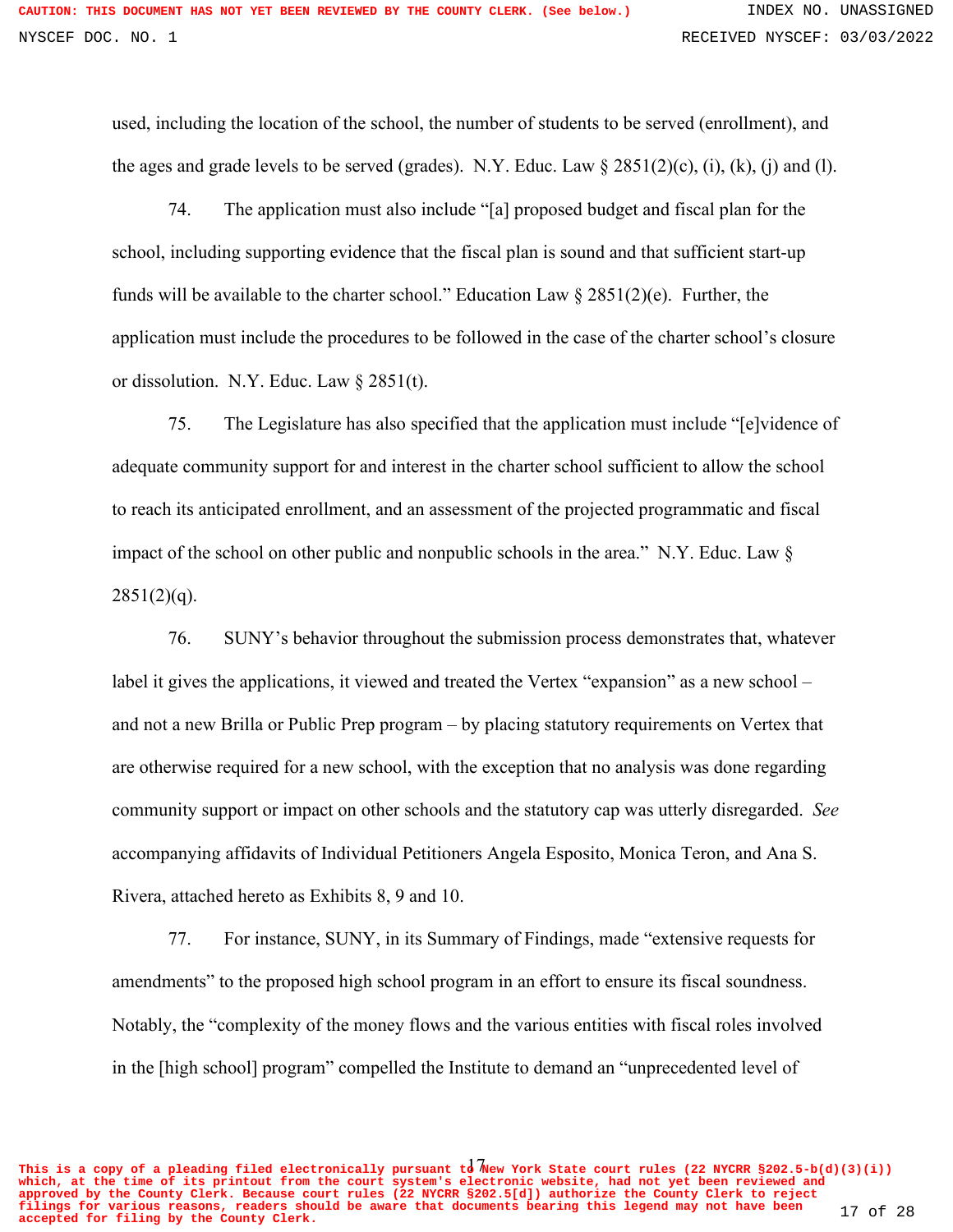used, including the location of the school, the number of students to be served (enrollment), and the ages and grade levels to be served (grades). N.Y. Educ. Law § 2851(2)(c), (i), (k), (j) and (l).

74. The application must also include "[a] proposed budget and fiscal plan for the school, including supporting evidence that the fiscal plan is sound and that sufficient start-up funds will be available to the charter school." Education Law § 2851(2)(e). Further, the application must include the procedures to be followed in the case of the charter school's closure or dissolution. N.Y. Educ. Law § 2851(t).

75. The Legislature has also specified that the application must include "[e]vidence of adequate community support for and interest in the charter school sufficient to allow the school to reach its anticipated enrollment, and an assessment of the projected programmatic and fiscal impact of the school on other public and nonpublic schools in the area." N.Y. Educ. Law § 2851(2)(q).

76. SUNY's behavior throughout the submission process demonstrates that, whatever label it gives the applications, it viewed and treated the Vertex "expansion" as a new school – and not a new Brilla or Public Prep program – by placing statutory requirements on Vertex that are otherwise required for a new school, with the exception that no analysis was done regarding community support or impact on other schools and the statutory cap was utterly disregarded. *See* accompanying affidavits of Individual Petitioners Angela Esposito, Monica Teron, and Ana S. Rivera, attached hereto as Exhibits 8, 9 and 10.

77. For instance, SUNY, in its Summary of Findings, made "extensive requests for amendments" to the proposed high school program in an effort to ensure its fiscal soundness. Notably, the "complexity of the money flows and the various entities with fiscal roles involved in the [high school] program" compelled the Institute to demand an "unprecedented level of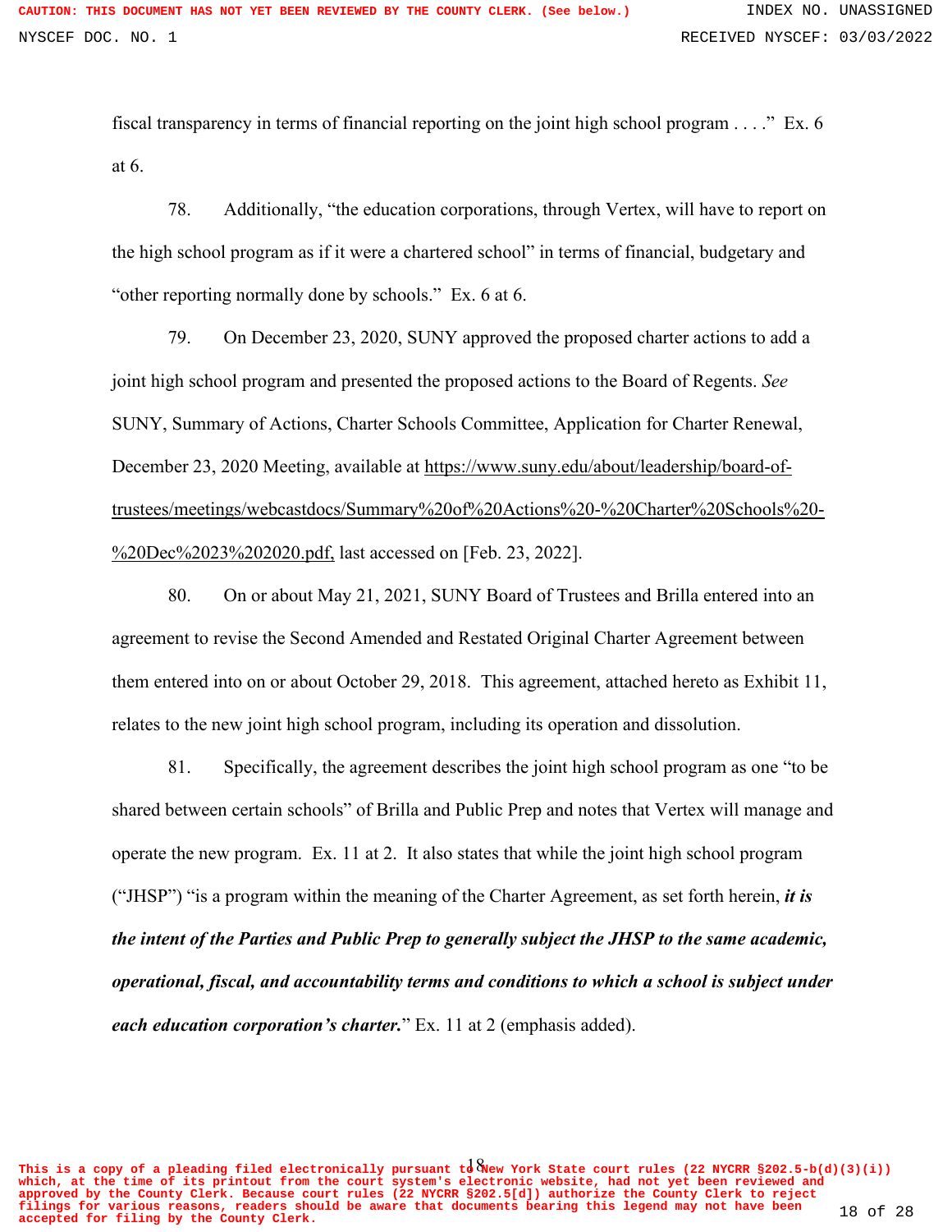fiscal transparency in terms of financial reporting on the joint high school program . . . ." Ex. 6 at 6.

78. Additionally, "the education corporations, through Vertex, will have to report on the high school program as if it were a chartered school" in terms of financial, budgetary and "other reporting normally done by schools." Ex. 6 at 6.

79. On December 23, 2020, SUNY approved the proposed charter actions to add a joint high school program and presented the proposed actions to the Board of Regents. *See* SUNY, Summary of Actions, Charter Schools Committee, Application for Charter Renewal, December 23, 2020 Meeting, available at https://www.suny.edu/about/leadership/board-of-trustees/meetings/webcastdocs/Summary%20of%20Actions%20-%20Charter%20Schools%20-%20Dec%2023%202020.pdf, last accessed on [Feb. 23, 2022].

80. On or about May 21, 2021, SUNY Board of Trustees and Brilla entered into an agreement to revise the Second Amended and Restated Original Charter Agreement between them entered into on or about October 29, 2018. This agreement, attached hereto as Exhibit 11, relates to the new joint high school program, including its operation and dissolution.

81. Specifically, the agreement describes the joint high school program as one "to be shared between certain schools" of Brilla and Public Prep and notes that Vertex will manage and operate the new program. Ex. 11 at 2. It also states that while the joint high school program ("JHSP") "is a program within the meaning of the Charter Agreement, as set forth herein, ***it is the intent of the Parties and Public Prep to generally subject the JHSP to the same academic, operational, fiscal, and accountability terms and conditions to which a school is subject under each education corporation's charter.***" Ex. 11 at 2 (emphasis added).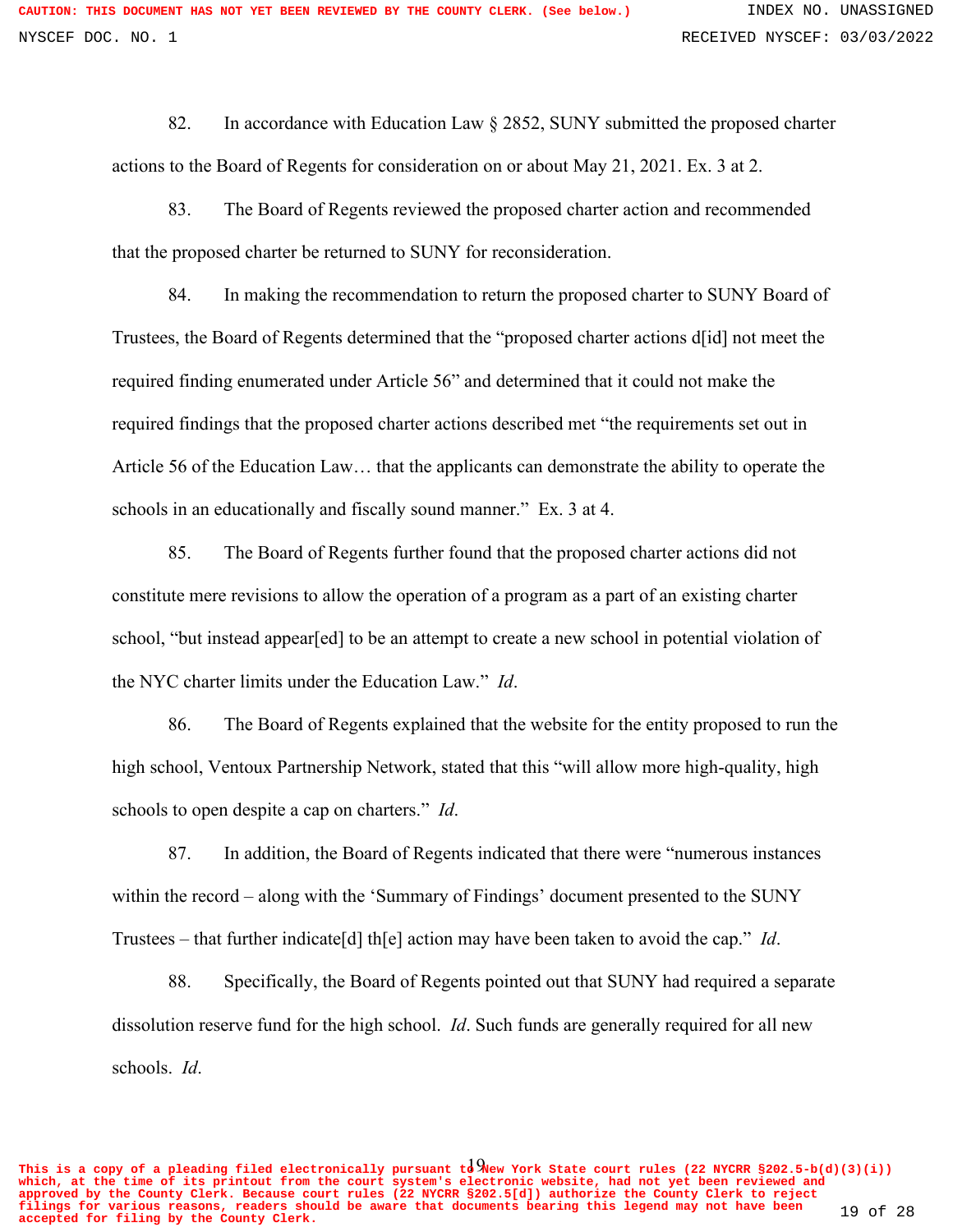82. In accordance with Education Law § 2852, SUNY submitted the proposed charter actions to the Board of Regents for consideration on or about May 21, 2021. Ex. 3 at 2.

83. The Board of Regents reviewed the proposed charter action and recommended that the proposed charter be returned to SUNY for reconsideration.

84. In making the recommendation to return the proposed charter to SUNY Board of Trustees, the Board of Regents determined that the "proposed charter actions d[id] not meet the required finding enumerated under Article 56" and determined that it could not make the required findings that the proposed charter actions described met "the requirements set out in Article 56 of the Education Law… that the applicants can demonstrate the ability to operate the schools in an educationally and fiscally sound manner." Ex. 3 at 4.

85. The Board of Regents further found that the proposed charter actions did not constitute mere revisions to allow the operation of a program as a part of an existing charter school, "but instead appear[ed] to be an attempt to create a new school in potential violation of the NYC charter limits under the Education Law." *Id*.

86. The Board of Regents explained that the website for the entity proposed to run the high school, Ventoux Partnership Network, stated that this "will allow more high-quality, high schools to open despite a cap on charters." *Id*.

87. In addition, the Board of Regents indicated that there were "numerous instances within the record – along with the 'Summary of Findings' document presented to the SUNY Trustees – that further indicate[d] th[e] action may have been taken to avoid the cap." *Id*.

88. Specifically, the Board of Regents pointed out that SUNY had required a separate dissolution reserve fund for the high school. *Id*. Such funds are generally required for all new schools. *Id*.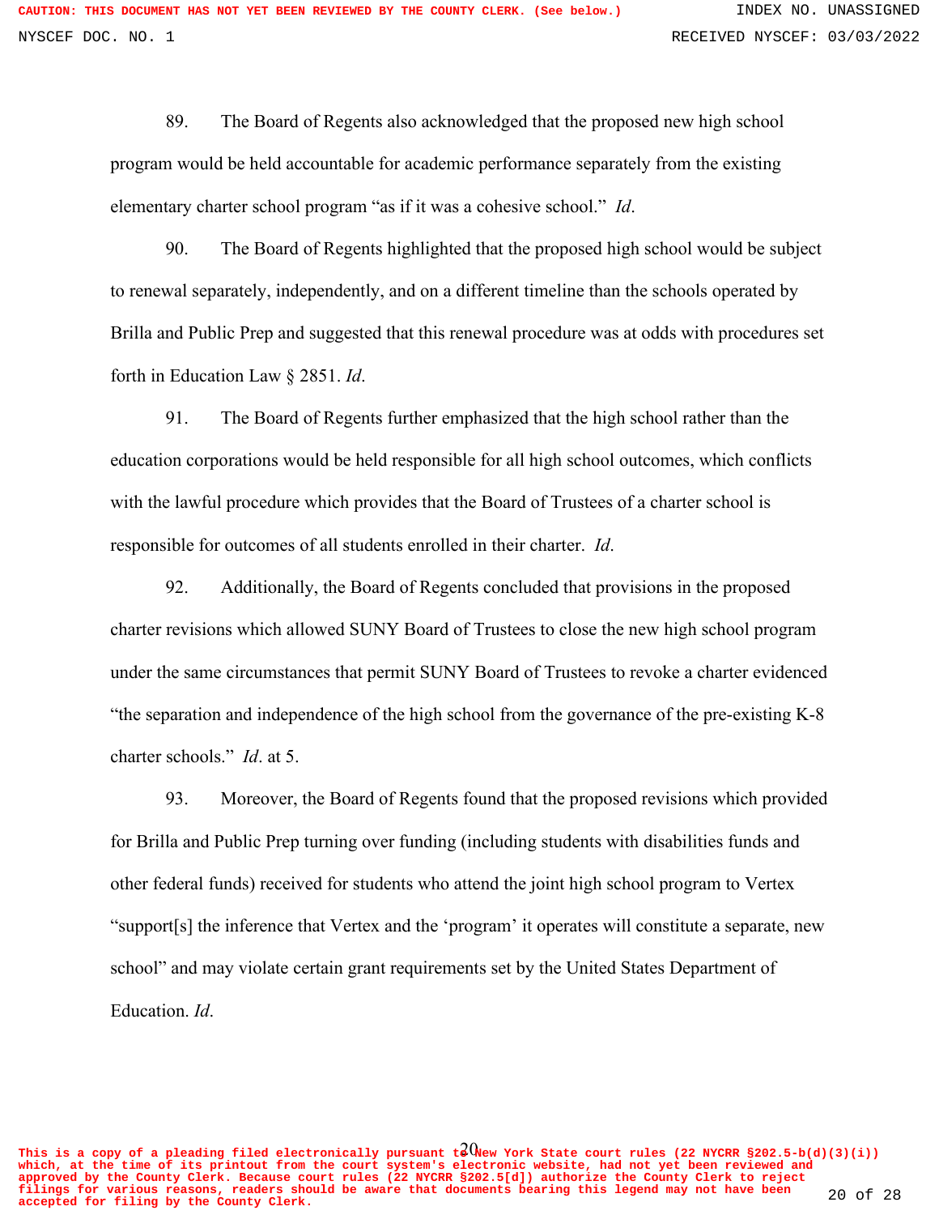89. The Board of Regents also acknowledged that the proposed new high school program would be held accountable for academic performance separately from the existing elementary charter school program "as if it was a cohesive school." *Id*.

90. The Board of Regents highlighted that the proposed high school would be subject to renewal separately, independently, and on a different timeline than the schools operated by Brilla and Public Prep and suggested that this renewal procedure was at odds with procedures set forth in Education Law § 2851. *Id*.

91. The Board of Regents further emphasized that the high school rather than the education corporations would be held responsible for all high school outcomes, which conflicts with the lawful procedure which provides that the Board of Trustees of a charter school is responsible for outcomes of all students enrolled in their charter. *Id*.

92. Additionally, the Board of Regents concluded that provisions in the proposed charter revisions which allowed SUNY Board of Trustees to close the new high school program under the same circumstances that permit SUNY Board of Trustees to revoke a charter evidenced "the separation and independence of the high school from the governance of the pre-existing K-8 charter schools." *Id*. at 5.

93. Moreover, the Board of Regents found that the proposed revisions which provided for Brilla and Public Prep turning over funding (including students with disabilities funds and other federal funds) received for students who attend the joint high school program to Vertex "support[s] the inference that Vertex and the 'program' it operates will constitute a separate, new school" and may violate certain grant requirements set by the United States Department of Education. *Id*.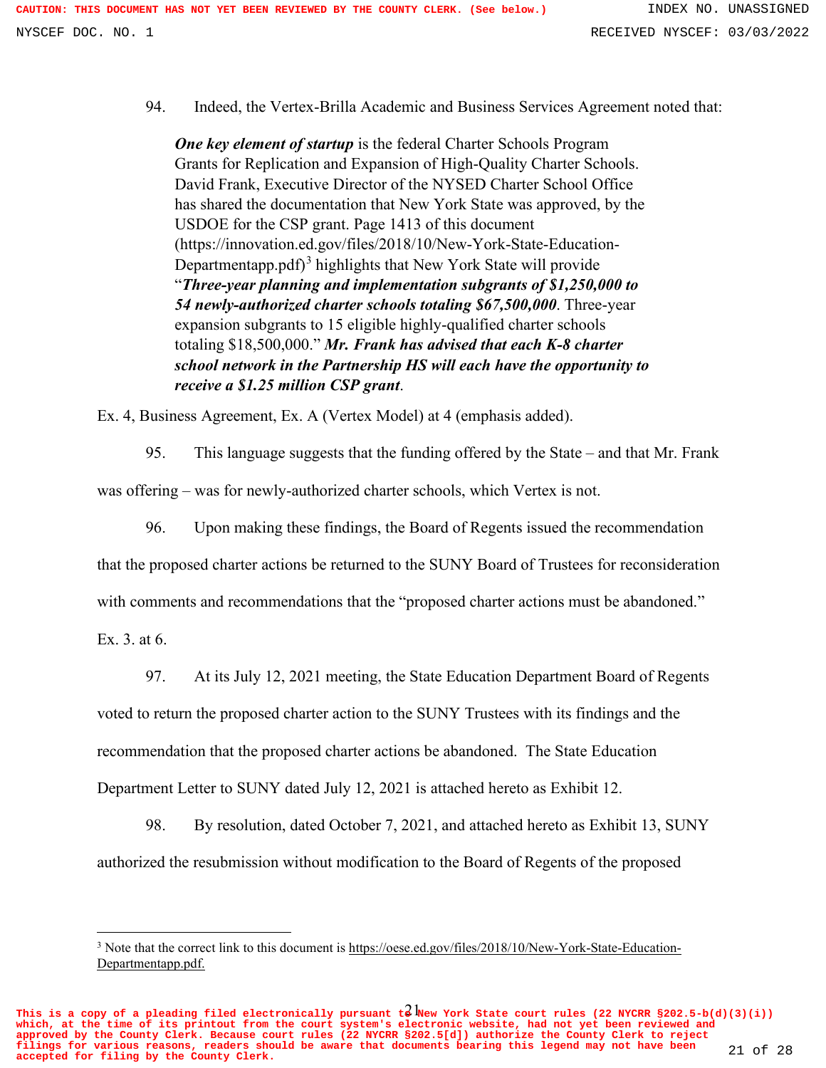94. Indeed, the Vertex-Brilla Academic and Business Services Agreement noted that:

> ***One key element of startup*** is the federal Charter Schools Program Grants for Replication and Expansion of High-Quality Charter Schools. David Frank, Executive Director of the NYSED Charter School Office has shared the documentation that New York State was approved, by the USDOE for the CSP grant. Page 1413 of this document (https://innovation.ed.gov/files/2018/10/New-York-State-Education-Departmentapp.pdf)[3] highlights that New York State will provide "***Three-year planning and implementation subgrants of $1,250,000 to 54 newly-authorized charter schools totaling $67,500,000***. Three-year expansion subgrants to 15 eligible highly-qualified charter schools totaling $18,500,000." ***Mr. Frank has advised that each K-8 charter school network in the Partnership HS will each have the opportunity to receive a $1.25 million CSP grant***.

Ex. 4, Business Agreement, Ex. A (Vertex Model) at 4 (emphasis added).

95. This language suggests that the funding offered by the State – and that Mr. Frank was offering – was for newly-authorized charter schools, which Vertex is not.

96. Upon making these findings, the Board of Regents issued the recommendation that the proposed charter actions be returned to the SUNY Board of Trustees for reconsideration with comments and recommendations that the "proposed charter actions must be abandoned." Ex. 3. at 6.

97. At its July 12, 2021 meeting, the State Education Department Board of Regents voted to return the proposed charter action to the SUNY Trustees with its findings and the recommendation that the proposed charter actions be abandoned. The State Education Department Letter to SUNY dated July 12, 2021 is attached hereto as Exhibit 12.

98. By resolution, dated October 7, 2021, and attached hereto as Exhibit 13, SUNY authorized the resubmission without modification to the Board of Regents of the proposed

---

[3] Note that the correct link to this document is https://oese.ed.gov/files/2018/10/New-York-State-Education-Departmentapp.pdf.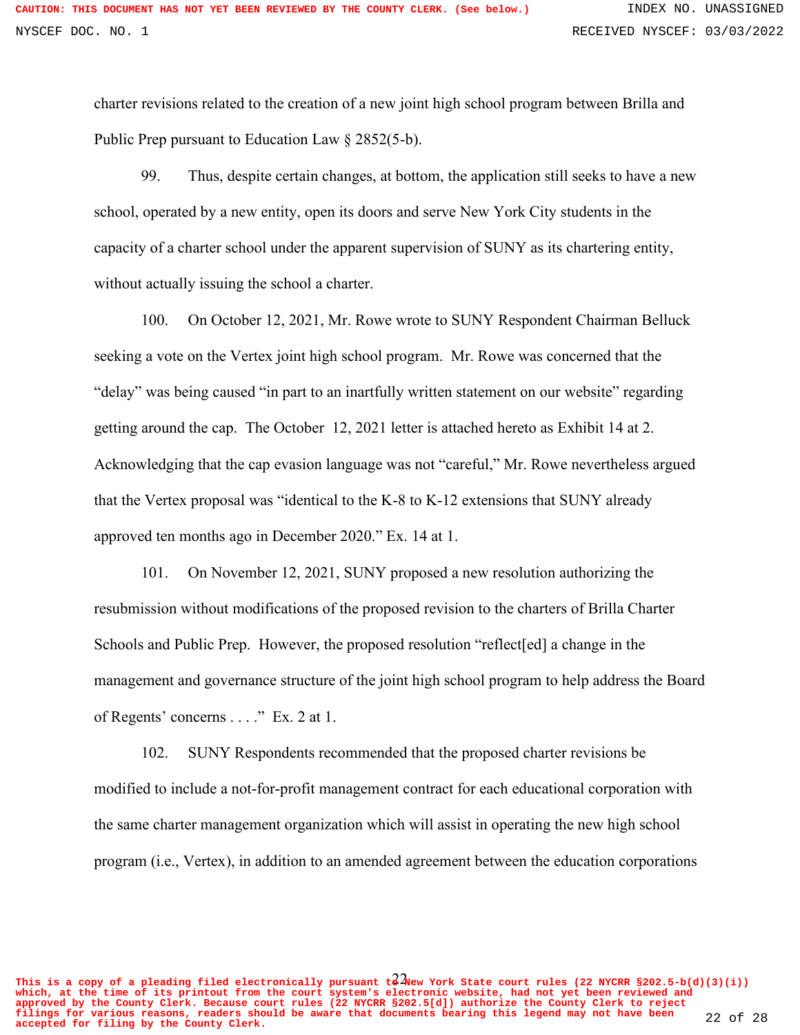charter revisions related to the creation of a new joint high school program between Brilla and Public Prep pursuant to Education Law § 2852(5-b).

99. Thus, despite certain changes, at bottom, the application still seeks to have a new school, operated by a new entity, open its doors and serve New York City students in the capacity of a charter school under the apparent supervision of SUNY as its chartering entity, without actually issuing the school a charter.

100. On October 12, 2021, Mr. Rowe wrote to SUNY Respondent Chairman Belluck seeking a vote on the Vertex joint high school program. Mr. Rowe was concerned that the "delay" was being caused "in part to an inartfully written statement on our website" regarding getting around the cap. The October 12, 2021 letter is attached hereto as Exhibit 14 at 2. Acknowledging that the cap evasion language was not "careful," Mr. Rowe nevertheless argued that the Vertex proposal was "identical to the K-8 to K-12 extensions that SUNY already approved ten months ago in December 2020." Ex. 14 at 1.

101. On November 12, 2021, SUNY proposed a new resolution authorizing the resubmission without modifications of the proposed revision to the charters of Brilla Charter Schools and Public Prep. However, the proposed resolution "reflect[ed] a change in the management and governance structure of the joint high school program to help address the Board of Regents' concerns . . . ." Ex. 2 at 1.

102. SUNY Respondents recommended that the proposed charter revisions be modified to include a not-for-profit management contract for each educational corporation with the same charter management organization which will assist in operating the new high school program (i.e., Vertex), in addition to an amended agreement between the education corporations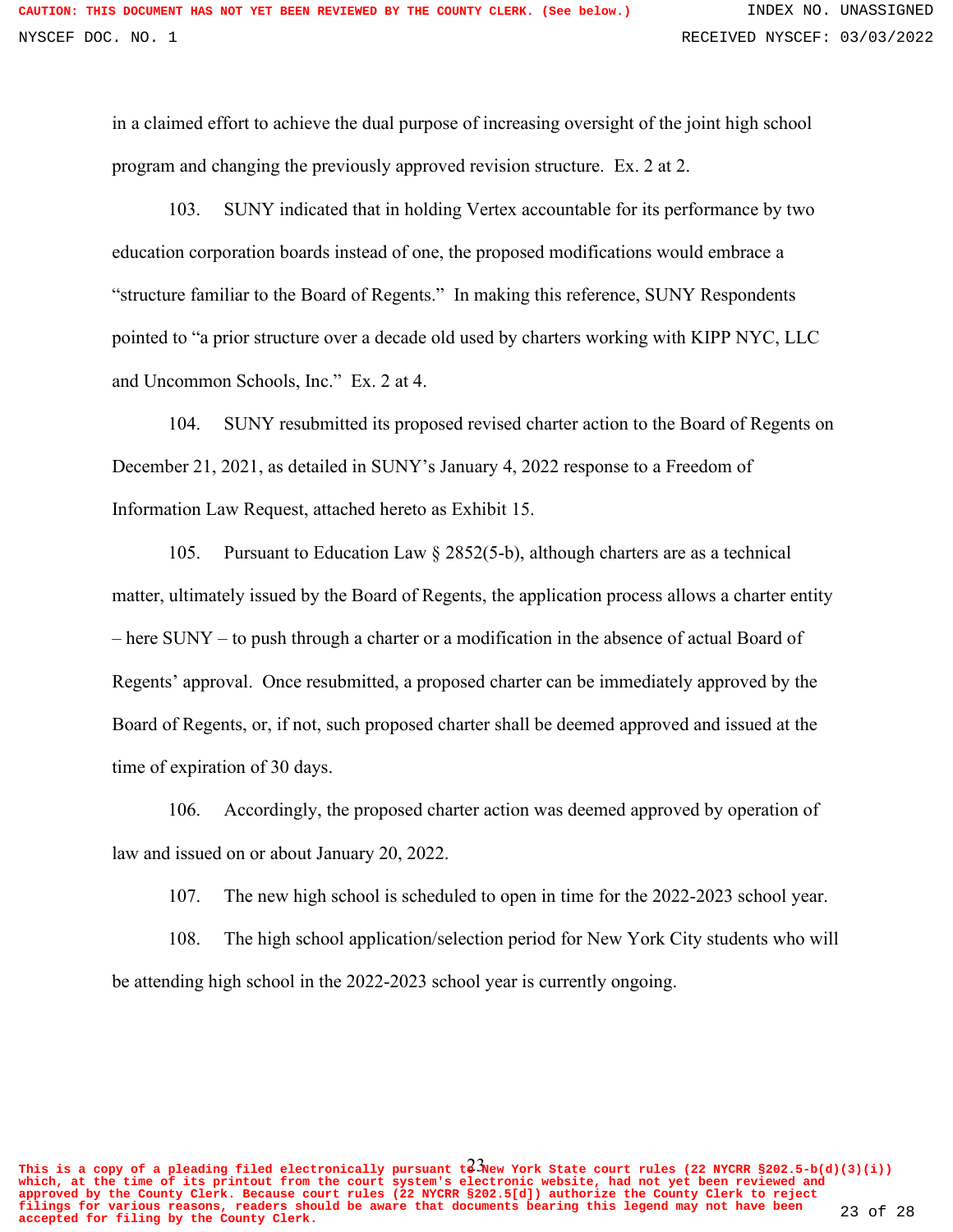in a claimed effort to achieve the dual purpose of increasing oversight of the joint high school program and changing the previously approved revision structure. Ex. 2 at 2.

103. SUNY indicated that in holding Vertex accountable for its performance by two education corporation boards instead of one, the proposed modifications would embrace a "structure familiar to the Board of Regents." In making this reference, SUNY Respondents pointed to "a prior structure over a decade old used by charters working with KIPP NYC, LLC and Uncommon Schools, Inc." Ex. 2 at 4.

104. SUNY resubmitted its proposed revised charter action to the Board of Regents on December 21, 2021, as detailed in SUNY's January 4, 2022 response to a Freedom of Information Law Request, attached hereto as Exhibit 15.

105. Pursuant to Education Law § 2852(5-b), although charters are as a technical matter, ultimately issued by the Board of Regents, the application process allows a charter entity – here SUNY – to push through a charter or a modification in the absence of actual Board of Regents' approval. Once resubmitted, a proposed charter can be immediately approved by the Board of Regents, or, if not, such proposed charter shall be deemed approved and issued at the time of expiration of 30 days.

106. Accordingly, the proposed charter action was deemed approved by operation of law and issued on or about January 20, 2022.

107. The new high school is scheduled to open in time for the 2022-2023 school year.

108. The high school application/selection period for New York City students who will be attending high school in the 2022-2023 school year is currently ongoing.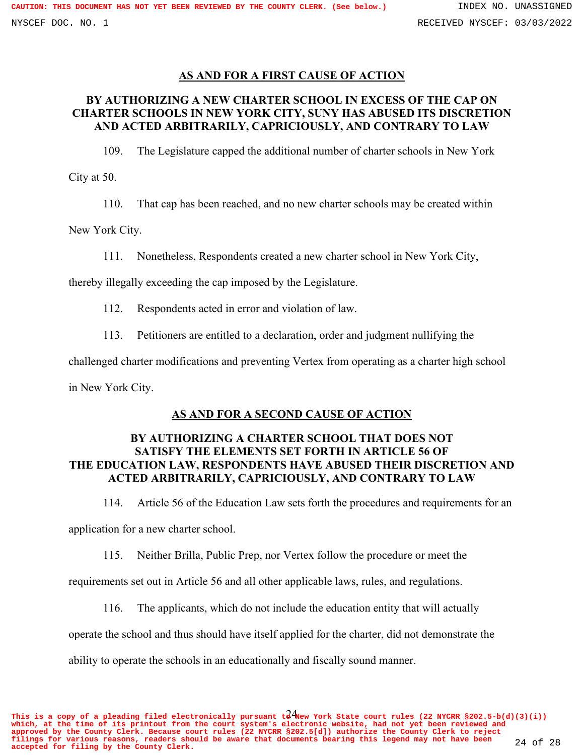## AS AND FOR A FIRST CAUSE OF ACTION

### BY AUTHORIZING A NEW CHARTER SCHOOL IN EXCESS OF THE CAP ON CHARTER SCHOOLS IN NEW YORK CITY, SUNY HAS ABUSED ITS DISCRETION AND ACTED ARBITRARILY, CAPRICIOUSLY, AND CONTRARY TO LAW

109. The Legislature capped the additional number of charter schools in New York City at 50.

110. That cap has been reached, and no new charter schools may be created within New York City.

111. Nonetheless, Respondents created a new charter school in New York City, thereby illegally exceeding the cap imposed by the Legislature.

112. Respondents acted in error and violation of law.

113. Petitioners are entitled to a declaration, order and judgment nullifying the challenged charter modifications and preventing Vertex from operating as a charter high school in New York City.

## AS AND FOR A SECOND CAUSE OF ACTION

### BY AUTHORIZING A CHARTER SCHOOL THAT DOES NOT SATISFY THE ELEMENTS SET FORTH IN ARTICLE 56 OF THE EDUCATION LAW, RESPONDENTS HAVE ABUSED THEIR DISCRETION AND ACTED ARBITRARILY, CAPRICIOUSLY, AND CONTRARY TO LAW

114. Article 56 of the Education Law sets forth the procedures and requirements for an application for a new charter school.

115. Neither Brilla, Public Prep, nor Vertex follow the procedure or meet the requirements set out in Article 56 and all other applicable laws, rules, and regulations.

116. The applicants, which do not include the education entity that will actually operate the school and thus should have itself applied for the charter, did not demonstrate the ability to operate the schools in an educationally and fiscally sound manner.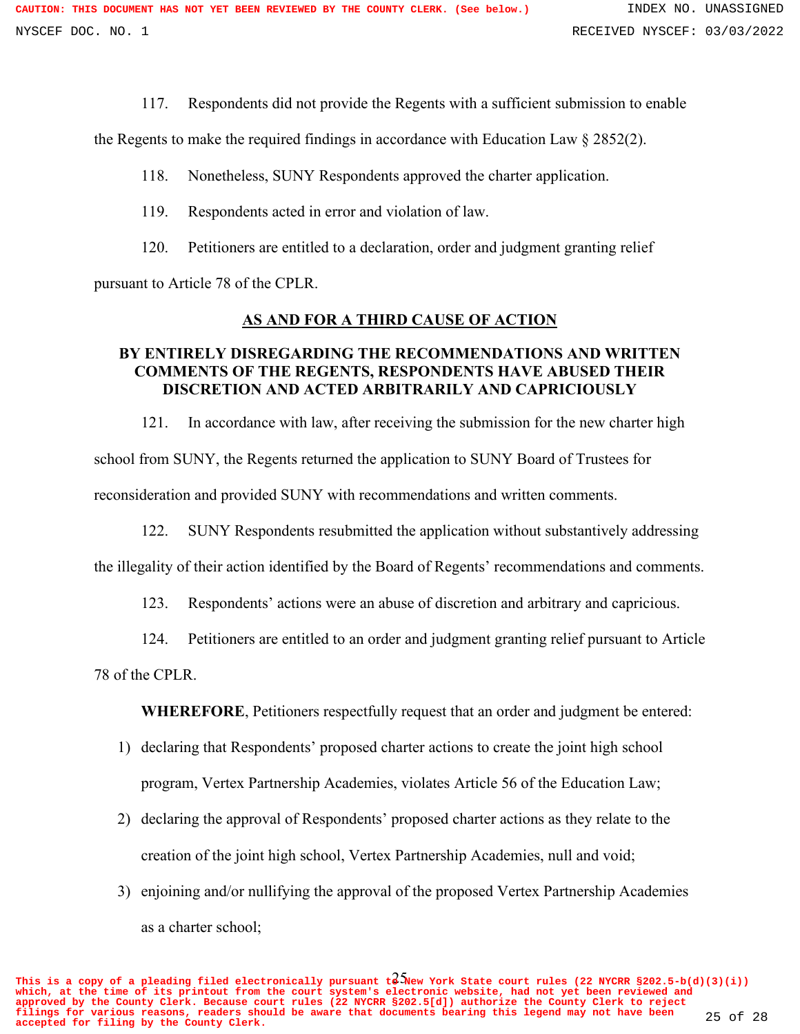117. Respondents did not provide the Regents with a sufficient submission to enable the Regents to make the required findings in accordance with Education Law § 2852(2).

118. Nonetheless, SUNY Respondents approved the charter application.

119. Respondents acted in error and violation of law.

120. Petitioners are entitled to a declaration, order and judgment granting relief pursuant to Article 78 of the CPLR.

## AS AND FOR A THIRD CAUSE OF ACTION

## BY ENTIRELY DISREGARDING THE RECOMMENDATIONS AND WRITTEN COMMENTS OF THE REGENTS, RESPONDENTS HAVE ABUSED THEIR DISCRETION AND ACTED ARBITRARILY AND CAPRICIOUSLY

121. In accordance with law, after receiving the submission for the new charter high school from SUNY, the Regents returned the application to SUNY Board of Trustees for reconsideration and provided SUNY with recommendations and written comments.

122. SUNY Respondents resubmitted the application without substantively addressing the illegality of their action identified by the Board of Regents' recommendations and comments.

123. Respondents' actions were an abuse of discretion and arbitrary and capricious.

124. Petitioners are entitled to an order and judgment granting relief pursuant to Article 78 of the CPLR.

**WHEREFORE**, Petitioners respectfully request that an order and judgment be entered:

1) declaring that Respondents' proposed charter actions to create the joint high school program, Vertex Partnership Academies, violates Article 56 of the Education Law;
2) declaring the approval of Respondents' proposed charter actions as they relate to the creation of the joint high school, Vertex Partnership Academies, null and void;
3) enjoining and/or nullifying the approval of the proposed Vertex Partnership Academies as a charter school;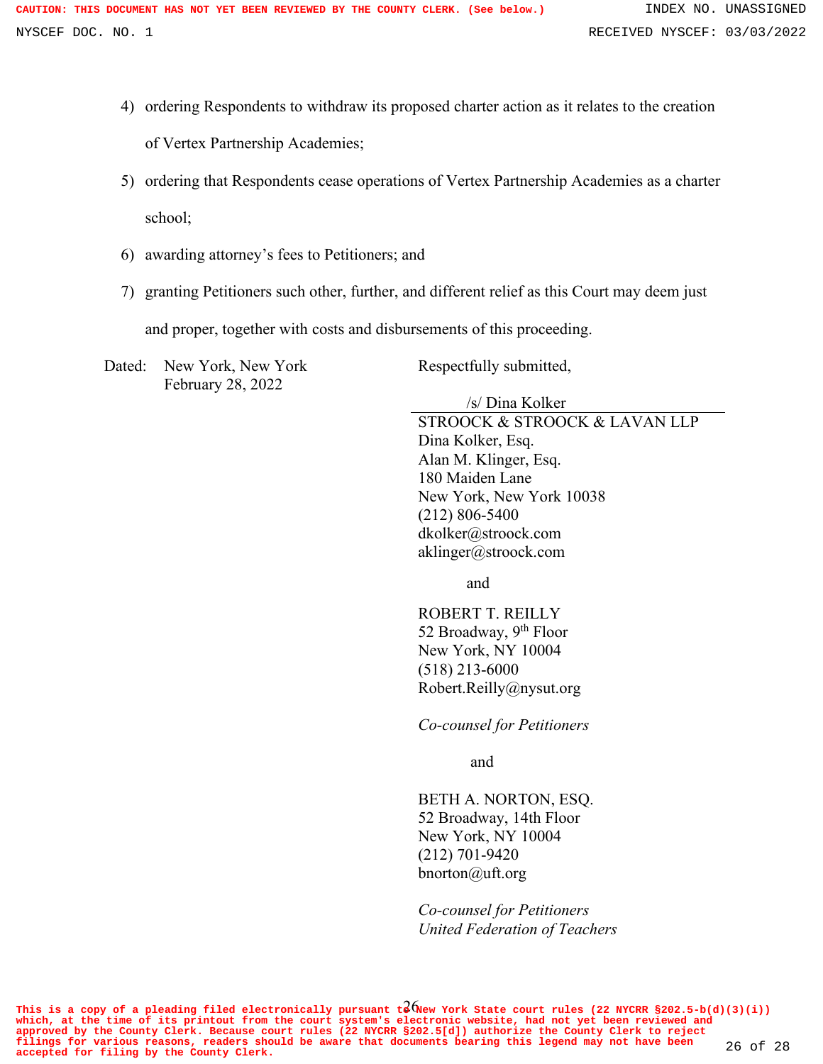4) ordering Respondents to withdraw its proposed charter action as it relates to the creation of Vertex Partnership Academies;

5) ordering that Respondents cease operations of Vertex Partnership Academies as a charter school;

6) awarding attorney's fees to Petitioners; and

7) granting Petitioners such other, further, and different relief as this Court may deem just and proper, together with costs and disbursements of this proceeding.

Dated: New York, New York
February 28, 2022

Respectfully submitted,

/s/ Dina Kolker

STROOCK & STROOCK & LAVAN LLP
Dina Kolker, Esq.
Alan M. Klinger, Esq.
180 Maiden Lane
New York, New York 10038
(212) 806-5400
dkolker@stroock.com
aklinger@stroock.com

and

ROBERT T. REILLY
52 Broadway, 9th Floor
New York, NY 10004
(518) 213-6000
Robert.Reilly@nysut.org

*Co-counsel for Petitioners*

and

BETH A. NORTON, ESQ.
52 Broadway, 14th Floor
New York, NY 10004
(212) 701-9420
bnorton@uft.org

*Co-counsel for Petitioners*
*United Federation of Teachers*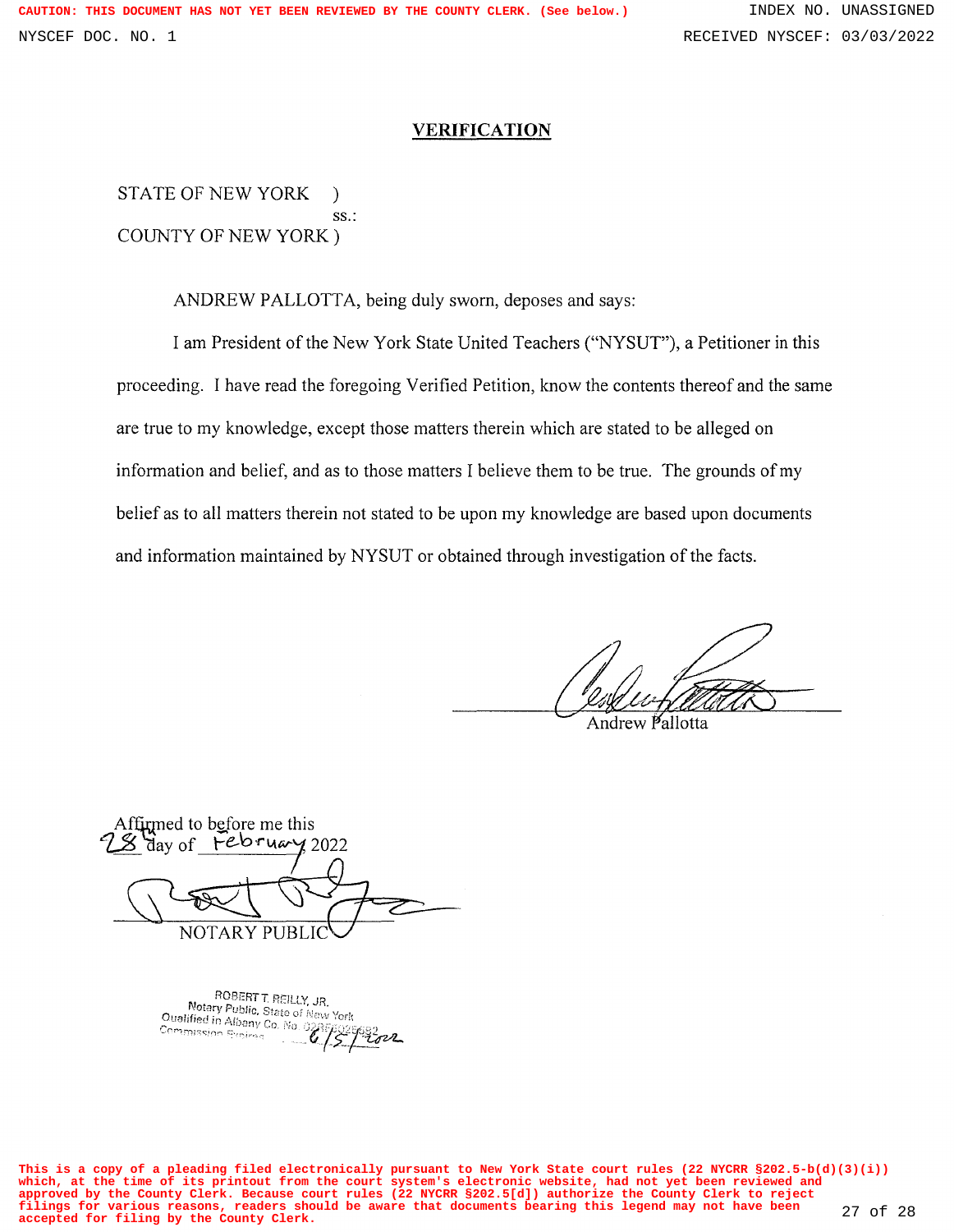# VERIFICATION

STATE OF NEW YORK )
ss.:
COUNTY OF NEW YORK )

ANDREW PALLOTTA, being duly sworn, deposes and says:

I am President of the New York State United Teachers ("NYSUT"), a Petitioner in this proceeding. I have read the foregoing Verified Petition, know the contents thereof and the same are true to my knowledge, except those matters therein which are stated to be alleged on information and belief, and as to those matters I believe them to be true. The grounds of my belief as to all matters therein not stated to be upon my knowledge are based upon documents and information maintained by NYSUT or obtained through investigation of the facts.

Andrew Pallotta

Affirmed to before me this
28th day of February, 2022

NOTARY PUBLIC

ROBERT T. REILLY, JR.
Notary Public, State of New York
Qualified in Albany Co. No. 02RE5026892
Commission Expires 6/5/2022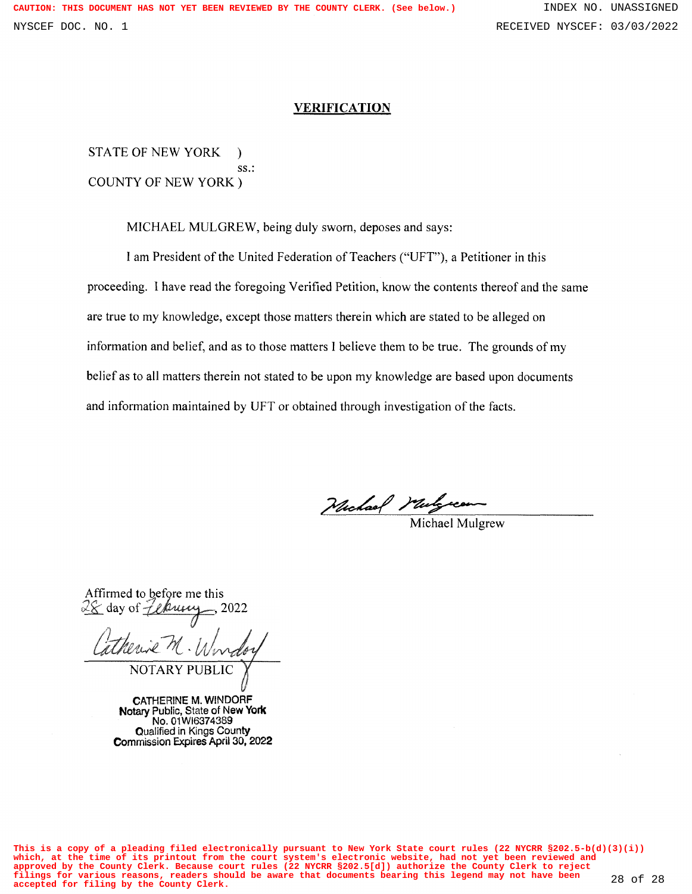## VERIFICATION

STATE OF NEW YORK )
ss.:
COUNTY OF NEW YORK )

MICHAEL MULGREW, being duly sworn, deposes and says:

I am President of the United Federation of Teachers ("UFT"), a Petitioner in this proceeding. I have read the foregoing Verified Petition, know the contents thereof and the same are true to my knowledge, except those matters therein which are stated to be alleged on information and belief, and as to those matters I believe them to be true. The grounds of my belief as to all matters therein not stated to be upon my knowledge are based upon documents and information maintained by UFT or obtained through investigation of the facts.

Michael Mulgrew

Affirmed to before me this
28 day of February, 2022

NOTARY PUBLIC

CATHERINE M. WINDORF
Notary Public, State of New York
No. 01WI6374389
Qualified in Kings County
Commission Expires April 30, 2022